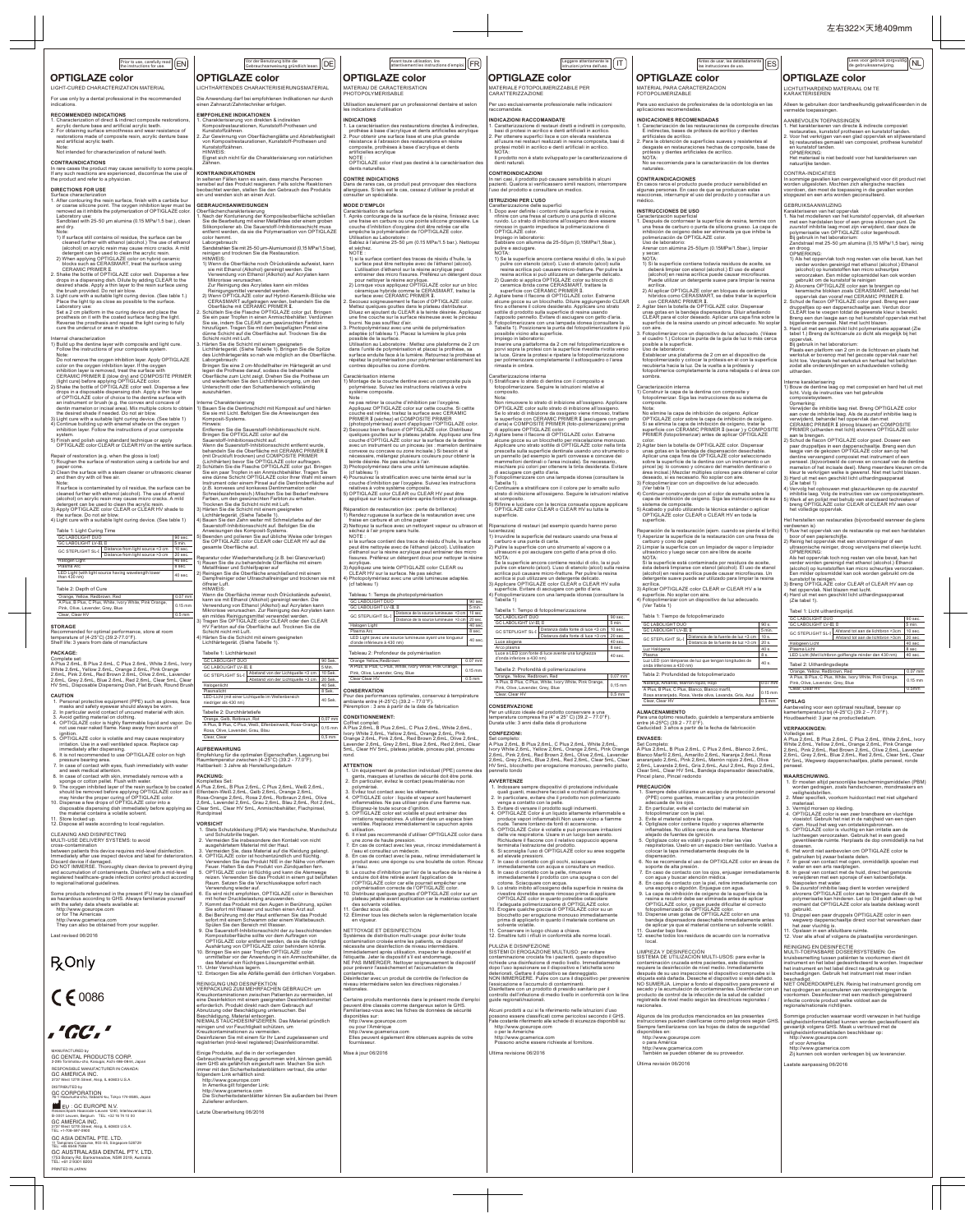左右322×天地409mm

Prior to use, carefully read the instructions for use. **EN**

# OPTIGLAZE color

LIGHT-CURED CHARACTERIZATION MATERIAL

For use only by a dental professional in the recommended indications.

## RECOMMENDED INDICATIONS

1. Characterization of direct & indirect composite restorations, acrylic denture base and artificial acrylic teeth.
2. For obtaining surface smoothness and wear resistance of restorations made of composite resin, acrylic denture base and artificial acrylic teeth.

Note:
Not intended for characterization of natural teeth.

## CONTRAINDICATIONS

In rare cases the product may cause sensitivity to some people. If any such reactions are experienced, discontinue the use of the product and refer to a physician.

## DIRECTIONS FOR USE

Surface characterization

1. After contouring the resin surface, finish with a carbide bur or coarse silicone point. The oxygen inhibition layer must be removed as it inhibits the polymerization of OPTIGLAZE color.
   Laboratory use:
   Sandblast with 25-50 μm alumina (0.15 MPa/1.5 bar), clean and dry.
   Note:
   1) If surface still contains oil residue, the surface can be cleaned further with ethanol (alcohol). The use of ethanol (alcohol) on acrylic resin may cause micro cracks. A mild detergent can be used to clean the acrylic resin.
   2) When applying OPTIGLAZE color on hybrid ceramic blocks such as CERASMART, treat the surface using CERAMIC PRIMER II.
2. Shake the bottle of OPTIGLAZE color well. Dispense a few drops in a dispensing dish. Dilute by adding CLEAR to the desired shade. Apply a thin layer to the resin surface using the brush provided. Do not air blow.
3. Light cure with a suitable light curing device. (See table 1.) Place the light tip as close as possible to the surface.
   Laboratory use:
   Set a 2 cm platform in the curing device and place the prosthesis on it with the coated surface facing the light. Reverse the prosthesis and repeat the light curing to fully cure the undercut or area in shadow.

Internal characterization

1) Build up the dentine layer with composite and light cure. Follow the instructions of your composite system.
   Note:
   Do not remove the oxygen inhibition layer. Apply OPTIGLAZE color on the oxygen inhibition layer. If the oxygen inhibition layer is removed, treat the surface with CERAMIC PRIMER II (stove dry) and COMPOSITE PRIMER (light cure) before applying OPTIGLAZE color.
2) Shake the bottle of OPTIGLAZE color well. Dispense a few drops in a disposable dispensing dish. Apply a thin layer of OPTIGLAZE color of choice to the dentine surface with an instrument or brush (e.g. the convex and concave of dentin mamelon or incisal area). Mix multiple colors to obtain the desired shade if needed. Do not air blow.
3) Light cure with a suitable light curing device. (See table 1)
4) Continue building up with enamel shade on the oxygen inhibition layer. Follow the instructions of your composite system.
5) Finish and polish using standard technique or apply OPTIGLAZE color CLEAR or CLEAR HV on the entire surface.

Repair of restoration (e.g. when the gloss is lost)

1) Roughen the surface of restoration using a carbide bur and paper cone.
2) Clean the surface with a steam cleaner or ultrasonic cleaner and then dry with oil free air.
   Note:
   If surface is contaminated by oil residue, the surface can be cleaned further with ethanol (alcohol). The use of ethanol (alcohol) on acrylic resin may cause micro cracks. A mild detergent can be used to clean the acrylic resin.
3) Apply OPTIGLAZE color CLEAR or CLEAR HV shade to the surface. Do not air blow.
4) Light cure with a suitable light curing device. (See table 1)

Table 1: Light Curing Time

| | | |
|---|---|---|
| GC LABOLIGHT DUO | | 90 sec. |
| GC LABOLIGHT LV-III | | 5 min. |
| GC STEPLIGHT SL-I | Distance from light source <3 cm | 10 sec. |
| | Distance from light source <3 cm | 20 sec. |
| Halogen Light | | 40 sec. |
| Plasma Arc | | 6 sec. |
| LED Light (with light source having wavelength lower than 430 nm) | | 40 sec. |

Table 2: Depth of Cure

| | |
|---|---|
| Orange, Yellow, Redbrown, Red | 0.07 mm |
| A Plus, B Plus, C Plus, White, Ivory White, Pink Orange, Pink, Olive, Lavender, Grey, Blue | 0.15 mm |
| Clear, Clear HV | 0.5 mm |

## STORAGE

Recommended for optimal performance, store at room temperature of (4-25°C) (39.2-77.0°F).
Shelf life: 3 years from date of manufacture

## PACKAGE

Complete set:
A Plus 2.6mL, B Plus 2.6mL, C Plus 2.6mL, White 2.6mL, Ivory White 2.6mL, Yellow 2.6mL, Orange 2.6mL, Pink Orange 2.6mL, Pink 2.6mL, Red Brown 2.6mL, Olive 2.6mL, Lavender 2.6mL, Grey 2.6mL, Blue 2.6mL, Red 2.6mL, Clear 5mL, Clear HV 5mL, Disposable Dispensing Dish, Flat Brush, Round Brush

## CAUTION

1. Personal protective equipment (PPE) such as gloves, face masks and safety eyewear should always be worn.
2. In particular avoid contact of uncured material with skin.
3. Avoid getting material on clothing.
4. OPTIGLAZE color is highly flammable liquid and vapor. Do not use near naked flame. Keep away from source of ignition.
5. OPTIGLAZE color is volatile and may cause respiratory irritation. Use in a well ventilated space. Replace cap immediately after dispensing.
6. It is not recommended to use OPTIGLAZE color on high pressure bearing area.
7. In case of contact with eyes, flush immediately with water and seek medical attention.
8. In case of contact with skin, immediately remove with a sponge or cotton pellet. Flush with water.
9. The oxygen inhibited layer of the resin surface to be coated should be removed before applying OPTIGLAZE color as it may hinder the proper curing of OPTIGLAZE color.
10. Dispense a few drops of OPTIGLAZE color into a disposable dispensing dish immediately before applying as the material contains a volatile solvent.
11. Store locked up.
12. Dispose all waste according to local regulation.

## CLEANING AND DISINFECTING

MULTI-USE DELIVERY SYSTEMS: to avoid cross-contamination between patients this device requires mid-level disinfection. Immediately after use inspect device and label for deterioration. Discard device if damaged.
DO NOT IMMERSE. Thoroughly clean device to prevent drying and accumulation of contaminants. Disinfect with a mid-level registered healthcare-grade infection control product according to regional/national guidelines.

Some products referenced in the present IFU may be classified as hazardous according to GHS. Always familiarize yourself with the safety data sheets available at:
http://www.gceurope.com
or for The Americas:
http://www.gcamerica.com
They can also be obtained from your supplier.

Last revised 06/2016

Rx Only

CE 0086

GC

MANUFACTURED by
GC DENTAL PRODUCTS CORP.
2-285 Toriimatsu-cho, Kasugai, Aichi 486-0844, Japan
RESPONSIBLE MANUFACTURER IN CANADA:
GC AMERICA INC.
3737 West 127th Street, Alsip, IL 60803 U.S.A.

DISTRIBUTED by
GC CORPORATION
76-1 Hasunuma-cho, Itabashi-ku, Tokyo 174-8585, Japan

EU: GC EUROPE N.V.
Researchpark Haasrode-Leuven 1240, Interleuvenlaan 33, B-3001 Leuven, Belgium TEL: +32 16 74 10 00

GC AMERICA INC.
3737 West 127th Street, Alsip, IL 60803 U.S.A.
TEL: +1-708-597-0900

GC ASIA DENTAL PTE. LTD.
11 Tampines Concourse, #03-05, Singapore 528729
TEL: +65 6546 7588

GC AUSTRALASIA DENTAL PTY. LTD.
1753 Botany Rd, Banksmeadow, NSW 2019, Australia
TEL: +61 2 9301 8200

PRINTED IN JAPAN

---

Vor der Benutzung bitte die Gebrauchsanweisung gründlich lesen. **DE**

# OPTIGLAZE color

LICHTHÄRTENDES CHARAKTERISIERUNGSMATERIAL

Die Anwendung darf bei empfohlenen Indikationen nur durch einen Zahnarzt/Zahntechniker erfolgen.

## EMPFOHLENE INDIKATIONEN

1. Charakterisierung von direkten & indirekten Kompositrestaurationen, Kunststoff-Prothesen und Kunststoffzähnen.
2. Zur Gewinnung von Oberflächenglätte und Abriebfestigkeit von Kompositrestaurationen, Kunststoff-Prothesen und Kunststoffzähnen.

HINWEIS:
Eignet sich nicht für die Charakterisierung von natürlichen Zähnen.

## KONTRAINDIKATIONEN

In seltenen Fällen kann es sein, dass manche Personen sensibel auf das Produkt reagieren. Falls solche Reaktionen beobachtet werden, stellen Sie den Gebrauch des Produkts ein und wenden sich an einen Arzt.

## GEBRAUCHSANWEISUNGEN

Oberflächencharakterisierung

1. Nach der Konturierung der Kompositeoberfläche schließen Sie die Bearbeitung mit einer Metallfräse oder einem groben Silikonpolierer ab. Die Sauerstoff-Inhibitionsschicht muss entfernt werden, da sie die Polymerisation von OPTIGLAZE color hemmt.
   Laborgebrauch:
   Sandstrahlen Sie mit 25-50 μm-Aluminiumoxid (0,15 MPa/1,5 bar), reinigen und trocknen Sie die Restauration.
   HINWEIS:
   1) Wenn die Oberfläche noch Ölrückstände aufweist, kann sie mit Ethanol (Alkohol) gereinigt werden. Die Verwendung von Ethanol (Alkohol) auf Acrylaten kann Mikrorisse verursachen. Zur Reinigung des Acrylats kann ein mildes Reinigungsmittel verwendet werden.
   2) Wenn OPTIGLAZE color auf Hybrid-Keramik-Blöcke wie CERASMART aufgetragen werden, behandeln Sie die Oberfläche mit CERAMIC PRIMER II.
2. Schütteln Sie die Flasche OPTIGLAZE color gut. Bringen Sie ein paar Tropfen in einen Anmischbehälter. Verdünnen Sie sie, indem Sie CLEAR zum gewünschten Farbton hinzufügen. Tragen Sie mit dem beigefügten Pinsel eine dünne Schicht auf die Oberfläche auf. Trocknen Sie die Schicht nicht mit Luft.
3. Härten Sie es mit einem geeigneten Lichthärtegerät. (Siehe Tabelle 1) Bringen Sie die Spitze des Lichthärtegeräts so nahe wie möglich an die Oberfläche.
   Laborgebrauch:
   Bringen Sie eine 2 cm-Modellhalter im Härtegerät an und legen die Prothese darauf, sodass die behandelte Oberfläche zum Licht zeigt. Drehen Sie die Prothese um und wiederholen Sie den Lichthärtevorgang, um den Unterschnitt oder den Schattenbereich vollständig auszuhärten.

Interne Charakterisierung

1) Bauen Sie die Dentinschicht mit Komposit auf und härten Sie sie mit Licht. Befolgen Sie die Anweisungen des Komposit-Systems.
   Hinweis:
   Entfernen Sie die Sauerstoff-Inhibitionsschicht nicht. Bringen Sie OPTIGLAZE color auf die Sauerstoff-Inhibitionsschicht auf. Wenn die Sauerstoff-Inhibitionsschicht entfernt wurde, behandeln Sie die Oberfläche mit CERAMIC PRIMER II (mit Druckluft trocknen) und COMPOSITE PRIMER (Lichthärten) bevor Sie OPTIGLAZE color auftragen.
2) Schütteln Sie die Flasche OPTIGLAZE color gut. Bringen Sie ein paar Tropfen in ein Anmischbehälter. Tragen Sie eine dünne Schicht OPTIGLAZE color Ihrer Wahl mit einem Instrument oder einem Pinsel auf die Dentinoberfläche auf (z.B. konvexes und konkaves Dentinmamelon oder Schneidebereich). Mischen Sie mehrere Farben, um bei Bedarf den gewünschten Farbton zu erhalten. Trocknen Sie die Schicht nicht mit Luft.
3) Härten Sie es mit einem geeigneten Lichthärtegerät. (Siehe Tabelle 1)
4) Bauen Sie den Zahn weiter mit Schmelzfarbe auf der Sauerstoff-Inhibitionsschicht auf. Befolgen Sie die Anweisungen des Komposit-Systems.
5) Beenden und polieren Sie auf übliche Weise oder bringen Sie OPTIGLAZE color CLEAR oder CLEAR HV auf die gesamte Oberfläche auf.

Reparatur oder Wiederherstellung (z.B. bei Glanzverlust)

1) Rauen Sie die Oberfläche der Restauration mit einem Metallfräser und Schleifpapier auf.
2) Reinigen Sie die Oberfläche anschließend mit einem Dampfreiniger oder Ultraschallreiniger und trocknen sie mit ölfreier Luft.
   HINWEIS:
   Wenn die Oberfläche immer noch Ölrückstände aufweist, kann sie mit Ethanol (Alkohol) gereinigt werden. Die Verwendung von Ethanol (Alkohol) auf Acrylaten kann Mikrorisse verursachen. Zur Reinigung des Acrylats kann ein mildes Reinigungsmittel verwendet werden.
3) Tragen Sie OPTIGLAZE color CLEAR oder den CLEAR HV Farbton auf die Oberfläche auf. Trocknen Sie die Schicht nicht mit Luft.
4) Härten Sie es mit einem geeigneten Lichthärtegerät. (Siehe Tabelle 1)

Tabelle 1: Lichthärtezeit

| | | |
|---|---|---|
| GC LABOLIGHT DUO | | 90 Sek. |
| GC LABOLIGHT LV-III | | 5 Min. |
| GC STEPLIGHT SL-I | Abstand von der Lichtquelle <3 cm | 10 Sek. |
| | Abstand von der Lichtquelle <3 cm | 20 Sek. |
| Halogenlicht | | 40 Sek. |
| Plasmalicht | | 6 Sek. |
| LED-Licht (mit einer Lichtquelle im Wellenbereich niedriger als 430 nm) | | 40 Sek. |

Tabelle 2: Durchhärtetiefe

| | |
|---|---|
| Orange, Gelb, Rotbraun, Rot | 0,07 mm |
| A Plus, B Plus, C Plus, Weiß, Elfenbeinweiß, Rosa-Orange, Rosa, Oliv, Lavendel, Grau, Blau | 0,15 mm |
| Clear | 0,5 mm |

## AUFBEWAHRUNG

Empfehlung für die optimalen Eigenschaften, Lagerung bei Raumtemperatur zwischen (4-25°C) (39,2-77,0°F).
Haltbarkeit: 3 Jahre ab Herstellungsdatum

## PACKUNG

Komplettes Set:
A Plus 2,6mL, B Plus 2,6mL, C Plus 2,6mL, Weiß 2,6mL, Elfenbein-Weiß 2,6mL, Gelb 2,6mL, Orange 2,6mL, Rosa-Orange 2,6mL, Rosa 2,6mL, Rotbraun 2,6mL, Olive 2,6mL, Lavendel 2,6mL, Grau 2,6mL, Blau 2,6mL, Rot 2,6mL, Clear 5mL, Clear HV 5mL, Anmischbehälter, Flachpinsel, Rundpinsel

## VORSICHT

1. Stets Schutzkleidung (PSA) wie Handschuhe, Mundschutz und Schutzbrille tragen.
2. Vermeiden Sie insbesondere den Kontakt von nicht ausgehärtetem Material mit der Haut.
3. Kontakt des Materials mit Kleidung vermeiden.
4. OPTIGLAZE color ist hochentzündlich und flüchtig. Verwenden Sie das Produkt nicht in der Nähe von offenem Feuer. Halten Sie das Produkt von Zündquellen fern.
5. OPTIGLAZE color ist flüchtig und kann die Atemwege reizen. Verwenden Sie das Produkt in einem gut belüfteten Raum. Setzen Sie die Verschlusskappe sofort nach Verwendung wieder auf.
6. Es wird nicht empfohlen, OPTIGLAZE color in Bereichen mit hoher Druckbelastung anzuwenden.
7. Kommt das Produkt mit den Augen in Berührung, spülen Sie sofort mit Wasser und suchen einen Arzt auf.
8. Bei Berührung mit der Haut entfernen Sie das Produkt sofort mit einem Schwamm oder einem Wattebausch. Spülen Sie den Bereich mit Wasser.
9. Die Sauerstoff-Inhibitionsschicht der zu beschichtenden Kompositoberfläche sollte vor dem Auftragen von OPTIGLAZE color entfernt werden, da sie die richtige Aushärtung von OPTIGLAZE color behindern könnte.
10. Bringen Sie ein paar Tropfen OPTIGLAZE color unmittelbar vor der Anwendung in ein Anmischbehälter, da das Material ein flüchtiges Lösungsmittel enthält.
11. Unter Verschluss lagern.
12. Entsorgen Sie alle Abfälle gemäß den örtlichen Vorgaben.

## REINIGUNG UND DESINFEKTION

VERPACKUNG ZUM MEHRFACHEN GEBRAUCH: um Kreuzkontaminationen zwischen Patienten zu vermeiden, ist eine Desinfektion mit einem geeigneten Desinfektionsmittel erforderlich. Produkt direkt nach dem Gebrauch auf Abnutzung oder Beschädigung untersuchen. Bei Beschädigung, Material entsorgen.
NIEMALS TAUCHDESINFIZIEREN. Das Material gründlich reinigen und vor Feuchtigkeit schützen, um Kreuzkontaminationen zu vermeiden.
Desinfizieren Sie mit einem für ihr Land zugelassenen und registrierten (mid-level registered) Desinfektionsmittel.

Einige Produkte, auf die in der vorliegenden Gebrauchsanleitung Bezug genommen wird, können gemäß dem GHS als gefährlich eingestuft sein. Machen Sie sich immer mit den Sicherheitsdatenblättern vertraut, die unter folgenden Link erhältlich sind:
http://www.gceurope.com
In Amerika gilt folgender Link:
http://www.gcamerica.com
Die Sicherheitsdatenblätter können Sie außerdem bei Ihrem Zulieferer anfordern.

Letzte Überarbeitung 06/2016

---

Avant toute utilisation, lire attentivement les instructions d'emploi. **FR**

# OPTIGLAZE color

MATERIAU DE CARACTERISATION PHOTOPOLYMERISABLE

Utilisation seulement par un professionnel dentaire et selon les indications d'utilisation.

## INDICATIONS

1. La caractérisation des restaurations directes & indirectes, prothèse à base d'acrylique et dents artificielles acrylique
2. Pour obtenir une surface lisse et une plus grande résistance à l'abrasion des restaurations en résine composite, prothèses à base d'acrylique et dents artificielles acrylique

NOTE :
OPTIGLAZE color n'est pas destiné à la caractérisation des dents naturelles.

## CONTRE INDICATIONS

Dans de rares cas, ce produit peut provoquer des réactions allergiques. Si tels est le cas, cessez d'utiliser le produit et consulter un spécialiste.

## MODE D'EMPLOI

Caractérisation de surface

1. Après contourage de la surface de la résine, finissez avec une fraise en carbure ou une pointe silicone grossière. La couche d'inhibition d'oxygène doit être retirée car elle empêche la polymérisation de l'OPTIGLAZE color.
   Utilisation au laboratoire :
   Sablez à l'alumine 25-50 μm (0.15 MPa/1.5 bar), Nettoyez et séchez.
   NOTE :
   1) si la surface contient des traces de résidu d'huile, la surface peut être nettoyée avec de l'éthanol (alcool). L'utilisation d'éthanol sur la résine acrylique peut entrainer des micro fissures. Préférez un détergent doux pour nettoyer la résine acrylique.
   2) Lorsque vous appliquez OPTIGLAZE color sur un bloc céramique hybride comme le CERASMART, traitez la surface avec CERAMIC PRIMER II.
2. Secouez soigneusement le flacon d'OPTIGLAZE color. Mettez quelques gouttes dans le plateau distributeur. Diluez en ajoutant du CLEAR à la teinte désirée. Appliquez une fine couche sur la surface résineuse avec le pinceau fourni. Ne pas souffler d'air.
3. Photopolymérisez avec une unité de polymérisation adaptée (cf tableau 1). Placez la lumière le plus près possible de la surface.
   Utilisation au Laboratoire : Mettez une plateforme de 2 cm dans l'unité de polymérisation et placez la prothèse, sa surface enduite face à la lumière. Retournez la prothèse et répétez la polymérisation pour polymériser entièrement les contre dépouilles ou zone d'ombre.

Caractérisation interne

1) Montage de la couche dentine avec un composite puis polymérisez. Suivez les instructions relatives à votre système composite.
   Note :
   ne pas retirer la couche d'inhibition par l'oxygène. Appliquer OPTIGLAZE color sur cette couche. Si cette couche est retirée, traitez la surface avec CERAMIC PRIMER II (séchez) et COMPOSITE PRIMER (photopolymérisez) avant d'appliquer l'OPTIGLAZE color.
2) Secouez bien le flacon d'OPTIGLAZE color. Distribuez quelques gouttes sur le plateau jetable. Appliquez une fine couche d'OPTIGLAZE color sur la surface de la dentine avec un instrument ou un pinceau (ex : mamelon dentine convexe ou concave ou zone incisale.) Si besoin et si nécessaire, mélangez plusieurs couleurs pour obtenir la teinte désirée. Ne pas sécher à l'air.
3) Photopolymérisez dans une unité lumineuse adaptée. (cf tableau 1)
4) Poursuivez la stratification avec une teinte émail sur la couche d'inhibition par l'oxygène. Suivez les instructions relatives à votre système composite.
5) Finissez et polissez avec une technique standard ou appliquez OPTIGLAZE color CLEAR ou CLEAR HV sur toute la surface.

Réparation de restauration (ex : perte de brillance)

1) Rendez rugueuse la surface de la restauration avec une fraise en carbure et un cône papier
2) Nettoyez la surface avec un nettoyant vapeur ou ultrason et séchez à l'air propre sans huile.
   NOTE :
   si la surface contient des trace de résidu d'huile, la surface peut être nettoyée avec de l'éthanol (alcool). L'utilisation d'éthanol sur la résine acrylique peut entrainer des micro fissures. Préférez un détergent doux pour nettoyer la résine acrylique.
3) Appliquez une teinte OPTIGLAZE color CLEAR ou CLEAR HV sur la surface. Ne pas sécher.
4) Photopolymérisez avec une unité lumineuse adaptée. (cf tableau 1)

Tableau 1: Temps de photopolymérisation

| | | |
|---|---|---|
| GC LABOLIGHT DUO | | 90 sec. |
| GC LABOLIGHT LV-III | | 5 min. |
| GC STEPLIGHT SL-I | Distance de la source lumineuse <3 cm | 10 sec. |
| | Distance de la source lumineuse <3 cm | 20 sec. |
| Halogen Light | | 40 sec. |
| Plasma Arc | | 6 sec. |
| LED Light (avec une source lumineuse ayant une longueur d'onde inférieure à 430 nm) | | 40 sec. |

Tableau 2: Profondeur de polymérisation

| | |
|---|---|
| Orange Yellow Redbrown | 0.07 mm |
| A Plus, B Plus, C Plus, White, Ivory White, Pink Orange, Pink, Olive, Lavender, Grey, Blue | 0.15 mm |
| Clear Clear Hv | 0.5 mm |

## CONSERVATION

Pour des performances optimales, conservez à température ambiante entre (4-25°C) (39.2 – 77.0°F).
Péremption : 3 ans à partir de la date de fabrication

## CONDITIONNEMENT:

Coffret complet:
A Plus 2,6mL, B Plus 2,6mL, C Plus 2,6mL, White 2,6mL, Ivory White 2,6mL, Yellow 2,6mL, Orange 2,6mL, Pink Orange 2,6mL, Pink 2,6mL, Red Brown 2,6mL, Olive 2,6mL, Lavender 2,6mL, Grey 2,6mL, Blue 2,6mL, Red 2,6mL, Clear 5mL, Clear HV 5mL plateau, plateau jetable, pinceau plat, pinceau rond

## ATTENTION

1. Un équipement de protection individuel (EPI) comme des gants, masques et lunettes de sécurité doit être porté.
2. En particulier, évitez le contact peau/matériau non polymérisé.
3. Evitez tout contact avec les vêtements.
4. OPTIGLAZE color : liquide et vapeur sont hautement inflammables. Ne pas utiliser près d'une flamme nue. Eloignez-le toute source d'ignition.
5. OPTIGLAZE color est volatile et peut entrainer des irritations respiratoires. A utiliser dans un espace bien ventilé. Replacez immédiatement le capuchon après utilisation.
6. Il n'est pas recommandé d'utiliser OPTIGLAZE color dans une zone de haute pression.
7. En cas de contact avec les yeux, rincez immédiatement à l'eau et consultez un médecin.
8. En cas de contact avec la peau, retirez immédiatement le produit avec une éponge ou une boulette de coton. Rincez à l'eau.
9. La couche d'inhibition par l'air de la surface de la résine à enduire doit être retirée avant l'application de OPTIGLAZE color car elle pourrait empêcher une polymérisation correcte de l'OPTIGLAZE color.
10. Distribuez quelques gouttes d'OPTIGLAZE color sur un plateau jetable avant application car le matériau contient des solvants volatiles.
11. Gardez sous clé.
12. Eliminer tous les déchets selon la réglementation locale en vigueur.

## NETTOYAGE ET DESINFECTION

Systèmes de distribution multi-usage: pour éviter toute contamination croisée entre les patients, ce dispositif nécessite une désinfection de niveau intermédiaire. Immédiatement après utilisation, inspecter le dispositif et l'étiquette. Jeter le dispositif s'il est endommagé.
NE PAS IMMERGER. Nettoyer soigneusement le dispositif pour prévenir l'assèchement et l'accumulation de contaminants.
Désinfecter avec un produit de contrôle de l'infection de niveau intermédiaire selon les directives régionales / nationales.

Certains produits mentionnés dans le présent mode d'emploi peuvent être classés comme dangereux selon le GHS. Familiarisez-vous avec les fiches de données de sécurité disponibles sur:
http://www.gceurope.com
ou pour l'Amérique
http://www.gcamerica.com
Elles peuvent également être obtenues auprès de votre fournisseur.

Mise à jour 06/2016

---

Leggere attentamente le istruzioni prima dell'uso. **IT**

# OPTIGLAZE color

MATERIALE FOTOPOLIMERIZZABILE PER CARATTERIZZAZIONE

Per uso esclusivamente professionale nelle indicazioni raccomandate.

## INDICAZIONI RACCOMANDATE

1. Caratterizzazione di restauri diretti e indiretti in composito, basi di protesi in acrilico e denti artificiali in acrilico.
2. Per ottenere superfici lisce e con elevata resistenza all'usura nei restauri realizzati in resina composita, basi di protesi mobili in acrilico e denti artificiali in acrilico.

NOTA:
Il prodotto non è stato sviluppato per la caratterizzazione di denti naturali.

## CONTROINDICAZIONI

In rari casi, il prodotto può causare sensibilità in alcuni pazienti. Qualora si verificassero simili reazioni, interrompere l'uso del prodotto e consultare un medico.

## ISTRUZIONI PER L'USO

Caratterizzazione delle superfici

1. Dopo avere definito i contorni della superficie in resina, rifinire con una fresa al carburo o una punta di silicone ruvido. Lo strato di inibizione all'ossigeno deve essere rimosso in quanto impedisce la polimerizzazione di OPTIGLAZE color.
   Impiego in laboratorio:
   Sabbiare con allumina da 25-50μm (0,15MPa/1,5bar), pulire e asciugare.
   NOTA:
   1) Se la superficie ancora contiene residui di olio, la si può pulire con etanolo (alcol). L'uso di etanolo (alcol) sulla resina acrilica può causare micro-fratture. Per pulire la resina acrilica si può utilizzare un detergente delicato.
   2) Quando si applica OPTIGLAZE color su blocchi di ceramica ibrida come CERASMART, trattare la superficie con CERAMIC PRIMER II.
2. Agitare bene il flacone di OPTIGLAZE color. Erogarne alcune gocce su un blocchetto. Diluire aggiungendo CLEAR fino a ottenere il colore desiderato. Applicare uno strato sottile di prodotto sulla superficie di resina usando l'apposito pennello. Evitare di asciugare con getto d'aria.
3. Fotopolimerizzare con una lampada idonea (consultare la Tabella 1). Posizionare la punta del fotopolimerizzatore il più possibile vicino alla superficie.
   Impiego in laboratorio:
   Inserire una piattaforma da 2 cm nel fotopolimerizzatore e porvi sopra la protesi con la superficie rivestita rivolta verso la luce. Girare la protesi e ripetere la fotopolimerizzazione per polimerizzare completamente il sottosquadro o l'area rimasta in ombra.

Caratterizzazione interna

1) Stratificare lo strato di dentina con il composito e fotopolimerizzare. Seguire le istruzioni relative al composito.
   Nota:
   Non rimuovere lo strato di inibizione all'ossigeno. Applicare OPTIGLAZE color sullo strato di inibizione all'ossigeno. Se lo strato di inibizione da ossigeno viene rimosso, trattare la superficie con CERAMIC PRIMER II (asciugare con getto d'aria) e COMPOSITE PRIMER (fotopolimerizzare) prima di applicare OPTIGLAZE color.
2) Agitare bene il flacone di OPTIGLAZE color. Erogarne alcune gocce su un blocchetto per miscelazione monouso. Applicare uno strato sottile di OPTIGLAZE color della tinta prescelta sulla superficie dentinale usando uno strumento o un pennello (ad esempio le parti convesse e concave dei mammelloni dentinali o l'area incisale). Se necessario, miscelare più colori per ottenere la tinta desiderata. Evitare di asciugare con getto d'aria.
3) Fotopolimerizzare con una lampada idonea (consultare la Tabella 1).
4) Continuare a stratificare con il colore per lo smalto sullo strato di inibizione all'ossigeno. Seguire le istruzioni relative al composito.
5) Rifinire e lucidare con la tecnica consueta oppure applicare OPTIGLAZE color CLEAR o CLEAR HV su tutta la superficie.

Riparazione di restauri (ad esempio quando hanno perso lucentezza)

1) Irruvidire la superficie del restauro usando una fresa al carburo e una punta di carta.
2) Pulire la superficie con uno strumento al vapore o a ultrasuoni e poi asciugare con getto d'aria privo di olio.
   NOTA:
   Se la superficie ancora contiene residui di olio, la si può pulire con etanolo (alcol). L'uso di etanolo (alcol) sulla resina acrilica può causare micro-fratture. Per pulire la resina acrilica si può utilizzare un detergente delicato.
3) Applicare OPTIGLAZE color CLEAR o CLEAR HV sulla superficie. Evitare di asciugare con getto d'aria.
4) Fotopolimerizzare con una lampada idonea (consultare la Tabella 1)

Tabella 1: Tempi di fotopolimerizzazione

| | | |
|---|---|---|
| GC LABOLIGHT DUO | | 90 sec. |
| GC LABOLIGHT LV-III | | 5 min. |
| GC STEPLIGHT SL-I | Distanza dalla fonte di luce <3 cm | 10 sec. |
| | Distanza dalla fonte di luce <3 cm | 20 sec. |
| Luce alogena | | 40 sec. |
| Arco plasma | | 6 sec. |
| Luce a LED (con fonte di luce avente una lunghezza d'onda inferiore a 430 nm) | | 40 sec. |

Tabella 2: Profondità di polimerizzazione

| | |
|---|---|
| Orange, Yellow, Redbrown, Red | 0,07 mm |
| A Plus, B Plus, C Plus, White, Ivory White, Pink Orange, Pink, Olive, Lavender, Grey, Blue | 0,15 mm |
| Clear, Clear HV | 0,5 mm |

## CONSERVAZIONE

Per un utilizzo ideale del prodotto conservare a una temperatura compresa fra (4° a 25° C) (39,2 – 77,0°F).
Durata utile: 3 anni dalla data di produzione

## CONFEZIONI:

Set completo:
A Plus 2,6mL, B Plus 2,6mL, C Plus 2,6mL, White 2,6mL, Ivory White 2,6mL, Yellow 2,6mL, Orange 2,6mL, Pink Orange 2,6mL, Pink 2,6mL, Red Brown 2,6mL, Olive 2,6mL, Lavender 2,6mL, Grey 2,6mL, Blue 2,6mL, Red 2,6mL, Clear 5mL, Clear HV 5mL, blocchetto per erogazione monouso, pennello piatto, pennello tondo

## AVVERTENZE

1. Indossare sempre dispositivi di protezione individuale quali guanti, mascherine facciali e occhiali di protezione.
2. In particolare, evitare che il prodotto non polimerizzato venga a contatto con la pelle.
3. Evitare di versare il prodotto sugli indumenti.
4. OPTIGLAZE color è un liquido altamente infiammabile e produce vapori infiammabili. Non usare vicino a fiamme nude. Tenere lontano da fonti di accensione.
5. OPTIGLAZE color è volatile e può provocare irritazioni delle vie respiratorie. Usare in un luogo ben aerato. Richiudere il flacone con il relativo cappuccio appena terminata l'erogazione del prodotto.
6. Si sconsiglia l'uso di OPTIGLAZE color su aree soggette ad elevate pressioni.
7. In caso di contatto con gli occhi, sciacquare immediatamente con acqua e consultare un medico.
8. In caso di contatto con la pelle, rimuovere immediatamente il prodotto con una spugna o con del cotone. Sciacquare con acqua.
9. Lo strato inibito all'ossigeno della superficie in resina da rivestire dovrebbe essere rimosso prima di applicare OPTIGLAZE color in quanto potrebbe ostacolare l'adeguata polimerizzazione di OPTIGLAZE color.
10. Erogare qualche goccia di OPTIGLAZE color su un blocchetto per erogazione monouso immediatamente prima di applicarlo in quanto il materiale contiene un solvente volatile.
11. Conservare in luogo chiuso a chiave.
12. Smaltire tutti i rifiuti in conformità alle norme locali.

## PULIZIA E DISINFEZIONE

SISTEMI DI EROGAZIONE MULTIUSO: per evitare contaminazione crociata fra i pazienti, questo dispositivo richiede una disinfezione di medio livello. Immediatamente dopo l'uso ispezionare se il dispositivo e l'etichetta sono deteriorati. Gettare il dispositivo se danneggiato.
NON IMMERGERE. Pulire con cura il dispositivo per prevenire l'essiccazione e l'accumulo di contaminanti.
Disinfettare con un prodotto di presidio sanitario per il controllo dell'infezione di medio livello in conformità con le guide regionali/nazionali.

Alcuni prodotti a cui si fa riferimento nelle istruzioni d'uso possono essere classificati come pericolosi secondo il GHS. Fare costante riferimento alle schede di sicurezza disponibili su:
http://www.gceurope.com
o per le Americhe
http://www.gcamerica.com
Possono anche essere richieste al fornitore.

Ultima revisione 06/2016

---

Antes de usar, lea detalladamente las instrucciones de uso. **ES**

# OPTIGLAZE color

MATERIAL PARA CARACTERIZACION FOTOPOLIMERIZABLE

Para uso exclusivo de profesionales de la odontología en las aplicaciones recomendadas.

## INDICACIONES RECOMENDADAS

1. Caracterización de las restauraciones de composite directas & indirectas, bases de prótesis de acrílico y dientes artificiales de acrílico.
2. Para la obtención de superficies suaves y resistentes al desgaste en restauraciones hechas de composite, base de prótesis y dientes artificiales de acrílico.

NOTA:
No se recomienda para la caracterización de los dientes naturales.

## CONTRAINDICACIONES

En casos raros el producto puede producir sensibilidad en algunas personas. En caso de que se produzcan estas reacciones, interrumpir el uso del producto y consultar a un médico.

## INSTRUCCIONES DE USO

Caracterización superficial

1. Después de contornear la superficie de resina, termine con una fresa de carburo o punta de silicona gruesa. La capa de inhibición de oxígeno debe ser eliminada ya que inhibe la polimerización de OPTIGLAZE color.
   Uso de laboratorio:
   Arenar con alúmina 25-50μm (0.15MPa/1.5bar), limpiar y secar.
   NOTA:
   1) Si la superficie contiene todavía residuos de aceite, se deberá limpiar con etanol (alcohol.) El uso de etanol (alcohol) en resina acrílica puede causar microfisuras. Puede utilizar un detergente suave para limpiar la resina acrílica.
   2) Al aplicar OPTIGLAZE color en bloques de cerámica híbrida como CERASMART, se debe tratar la superficie con CERAMIC PRIMER II.
2. Agitar bien la botella de OPTIGLAZE color. Dispensar unas gotas en la bandeja dispensadora. Diluir añadiendo CLEAR para el color deseado. Aplicar una capa fina sobre la superficie de la resina usando un pincel adecuado. No soplar con aire.
3. Fotopolimerizar con un dispositivo de luz adecuado. (Véase el cuadro 1.) Colocar la punta de la guía de luz lo más cerca posible a la superficie.
   Uso de laboratorio:
   Establecer una plataforma de 2 cm en el dispositivo de fotopolimerizado y colocar la prótesis en él con la superficie recubierta hacia la luz. De la vuelta a la prótesis y fotopolimerice completamente la zona rebajada o el área con sombra.

Caracterización interna

1) Construir la capa de la dentina con composite y fotopolimerizar. Siga las instrucciones de su sistema de composite.
   Nota:
   No elimine la capa de inhibición de oxígeno. Aplicar OPTIGLAZE color sobre la capa de inhibición de oxígeno. Si se elimina la capa de inhibición de oxígeno, tratar la superficie con CERAMIC PRIMER II (secar ) y COMPOSITE PRIMER (fotopolimerizar) antes de aplicar OPTIGLAZE color.
2) Agitar bien la botella de OPTIGLAZE color. Dispensar unas gotas en la bandeja de dispensación desechable. Aplicar una capa fina de OPTIGLAZE color seleccionado sobre la superficie de la dentina con un instrumento o un pincel (p. ej. lo convexo y cóncavo del mamelón dentinario o área incisal.) Mezclar múltiples colores para obtener el color deseado, si es necesario. No soplar con aire.
3) Fotopolimerizar con un dispositivo de luz adecuado. (Ver tabla 1)
4) Continuar la construcción con el color de esmalte sobre la capa de inhibición de oxígeno. Siga las instrucciones de su sistema de composite.
5) Acabado y pulido utilizando la técnica estándar o aplicar OPTIGLAZE color CLEAR o CLEAR HV en toda la superficie.

Reparación de la restauración (ejem.: cuando se pierde el brillo)

1) Asperizar la superficie de la restauración con una fresa de carburo y cono de papel
2) Limpiar la superficie con un limpiador de vapor o limpiador ultrasónico y luego secar con aire libre de aceite.
   NOTA:
   Si la superficie está contaminada por residuos de aceite, ésta deberá limpiarse con etanol (alcohol). El uso de etanol (alcohol) en resina acrílica puede causar microfisuras. Un detergente suave puede ser utilizado para limpiar la resina acrílica.
3) Aplicar OPTIGLAZE color CLEAR or CLEAR HV a la superficie. No soplar con aire.
4) Fotopolimerizar con un dispositivo de luz adecuado. (Ver Tabla 1)

Tabla 1: Tiempo de fotopolimerizado

| | | |
|---|---|---|
| GC LABOLIGHT DUO | | 90 seg. |
| GC LABOLIGHT LV-III | | 5 min. |
| GC STEPLIGHT SL-I | Distancia de la fuente de luz <3 cm | 10 s. |
| | Distancia de la fuente de luz <3 cm | 20 s. |
| Luz Halógena | | 40 s. |
| Plasma Arc | | 6 s. |
| Luz LED (con lámpara de luz que tengan longitudes de onda inferiores a 430 nm) | | 40 s. |

Tabla 2: Profundidad de fotopolimerizado

| | |
|---|---|
| Naranja, Amarillo, Marrón rojizo, Rojo | 0.07 mm |
| A Plus, B Plus, C Plus, Blanco, Blanco marfil, Rosa anaranjado, Rosa, Verde oliva, Lavanda, Gris, Azul | 0.15 mm |
| Clear, Clear HV | 0.5 mm |

## ALMACENAMIENTO

Para una óptima resultado, guárdelo a temperatura ambiente entre (4-25ºC) (39,2 - 77,0ºF).
Caducidad: 3 años a partir de la fecha de fabricación

## ENVASES:

Set Completo:
A Plus 2,6mL, B Plus 2,6mL, C Plus 2,6mL, Blanco 2,6mL, Blanco Marfil 2,6mL, Amarillo 2,6mL, Naranja 2,6mL, Rosa anaranjado 2,6mL, Rosa 2,6mL, Marrón rojizo 2,6mL, Olive 2,6mL, Lavanda 2,6mL, Gris 2,6mL, Azul 2,6mL, Rojo 2,6mL, Clear 5mL, Clear HV 5mL, Bandeja dispensador desechable, Pincel plano, Pincel redondo

## PRECAUCIÓN

1. Siempre debe utilizarse un equipo de protección personal (PPE) como guantes, mascarillas y una protección adecuada de los ojos.
2. En particular, evitar el contacto del material sin fotopolimerizar con la piel.
3. Evite el material sobre la ropa.
4. OPTIGLAZE color contiene líquido y vapores altamente inflamables. No utilice cerca de una llama. Mantener alejado de fuentes de ignición.
5. OPTIGLAZE color es volátil y puede irritar las vías respiratorias. Usado en un espacio bien ventilado. Vuelva a colocar la tapa inmediatamente después de la dispensación.
6. No se recomienda el uso de OPTIGLAZE color en áreas de soporte de alta presión.
7. En caso de contacto con los ojos, enjuagar inmediatamente con agua y buscar atención médica.
8. En caso de contacto con la piel, retire inmediatamente con una esponja o algodón. Enjuague con agua.
9. La capa de inhibición de oxígeno de la superficie de la resina a recubrir debe ser eliminada antes de aplicar OPTIGLAZE color, ya que puede dificultar el correcto fotopolimerizado de OPTIGLAZE color.
10. Dispense unas gotas de OPTIGLAZE color en una bandeja dispensadora desechable inmediatamente antes de aplicar ya que el material contiene un solvente volátil.
11. Guardar bajo llave.
12. eseche todos los residuos de acuerdo con la normativa local.

## LIMPIEZA Y DESINFECCIÓN

SISTEMA DE UTILIZACIÓN MULTI-USOS: para evitar la contaminación cruzada entre pacientes, este dispositivo requiere la desinfección de nivel medio. Inmediatamente después de su uso inspeccione el dispositivo y si la etiqueta está dañada. Deseche el dispositivo si está dañado.
NO SUMERJA. Limpie a fondo el dispositivo para prevenir el secado y la acumulación de contaminantes. Desinfectar con un producto de control de infecciones de nivel medio registrado de nivel medio según las directrices regionales / nacionales.

Algunos de los productos mencionados en las presentes instrucciones pueden clasificarse como peligrosos según GHS. Siempre familiarícese con las hojas de datos de seguridad disponibles en:
http://www.gceurope.com
o para América
http://www.gcamerica.com
También se pueden obtener de su proveedor.

Última revisión 06/2016

---

Lees voor gebruik zorgvuldig de gebruiksaanwijzing. **NL**

# OPTIGLAZE color

LICHTUITHARDEND MATERIAAL OM TE KARAKTERISEREN

Alleen te gebruiken door tandheelkundig gekwalificeerden in de vermelde toepassingen.

## AANBEVOLEN TOEPASSINGEN

1. Het karakteriseren van directe & indirecte composiet restauraties, kunststof prothesen en kunststof tanden.
2. Voor het verkrijgen van een glad oppervlak en slijtvastheid bij restauraties gemaakt van composiet, prothese kunststof en kunststof tanden.

OPMERKING:
Het materiaal is niet bedoeld voor het karakteriseren van natuurlijke tanden.

## CONTRA-INDICATIES

In zeldzame gevallen kan overgevoeligheid voor dit product niet worden uitgesloten. Indien zich allergische reacties voordoen, dan moet de toepassing in die gevallen worden stopgezet en een arts worden geconsulteerd.

## GEBRUIKSAANWIJZING

Karakteriseren van het oppervlak

1. Na het modelleren van het composiet oppervlak, dit afwerken met een hardstalen boor of een grove siliconen punt. De zuurstof inhibitie laag moet zijn verwijderd, daar deze de polymerisatie van OPTIGLAZE color tegenhoudt.
   Bij gebruik in het laboratorium:
   Zandstraal met 25-50 μm alumina (0,15 MPa/1,5 bar), reinig en droog.
   OPMERKING:
   1) Als het oppervlak toch nog resten van olie bevat, kan het verder worden gereinigd met ethanol (alcohol.) Ethanol (alcohol) op kunststoffen kan micro scheurtjes veroorzaken. Een milder schoonmiddel kan ook worden gebruikt om de kunststof te reinigen.
   2) Alvorens OPTIGLAZE color aan te brengen op keramische blokken zoals CERASMART, behandel het oppervlak dan vooraf met CERAMIC PRIMER II.
2. Schud de flacon OPTIGLAZE color goed. Breng een paar druppeltjes op een dispensierbakje aan. Verdun door CLEAR toe te voegen totdat de gewenste kleur is bereikt. Breng een dun laagje aan op het kunststof oppervlak met het bijgeleverde penseel. Niet met lucht blazen.
3. Hard uit met een geschikt licht polymerisatie apparaat (Zie tabel 1.) Breng de lichtcanule zo dicht als mogelijk bij het oppervlak.
   Bij gebruik in het laboratorium:
   Plaats een platform van 2 cm in de lichtoven en plaats het werkstuk er bovenop met het bestreken oppervlak naar het licht toe. Verplaats het werkstuk en herhaal het belichten zodat alle ondersnijdingen en schaduwdelen volledig uitharden.

Interne karakterisering

1) Bouw de dentine laag op met composiet en hard het uit met licht. Volg de instructies van het gebruikte composietsysteem.
   Opmerking:
   Verwijder de inhibitie laag niet. Breng OPTIGLAZE color aan over de inhibitie laag. Als de zuurstof inhibitie laag is verwijderd, behandel het oppervlak dan met CERAMIC PRIMER II (droog blazen) en COMPOSITE PRIMER (uitharden met licht) alvorens OPTIGLAZE color aan te brengen.
2) Schud de flacon OPTIGLAZE color goed. Doseer een paar druppeltjes in een dispensierbakje. Breng een dun laagje van de gekozen kleur OPTIGLAZE color op het dentine oppervlak. (bijvoorbeeld de convexe en concave zijde van de mamelons of het incisale deel). Meng meerdere kleuren indien nodig om de gewenste kleur te verkrijgen. Niet met lucht blazen.
3) Hard uit met een geschikt licht uithardapparaat (Zie tabel 1)
4) Vervolg het opbouwen met glazuurkleuren op de zuurstof inhibitie laag. Volg de instructies van uw composietsysteem.
5) Werk af en polijst met behulp van standaard technieken of breng OPTIGLAZE color CLEAR of CLEAR HV aan over het volledige oppervlak.

Het herstellen van restauraties (bijvoorbeeld wanneer de glans verdwenen is.)

1) Ruw het oppervlak van de restauratie op met een hardstalen boor of een papierschijfje.
2) Reinig het oppervlak met een stoomreiniger of een ultrasonische reiniger, droog vervolgens met olievrije lucht.
   OPMERKING:
   Als het oppervlak toch nog resten van olie bevat, kan het verder worden gereinigd met ethanol (alcohol.) Ethanol (alcohol) op kunststoffen kan micro scheurtjes veroorzaken. Een milder schoonmiddel kan ook worden gebruikt om de kunststof te reinigen.
3) Breng OPTIGLAZE color CLEAR of CLEAR HV aan op het oppervlak. Niet blazen met lucht.
4) Hard uit met een geschikt lichtuithardingsapparaat (Zie tabel 1).

Tabel 1: Licht uithardingstijd

| | | |
|---|---|---|
| GC LABOLIGHT DUO | | 90 sec. |
| GC LABOLIGHT LV-III | | 5 min. |
| GC STEPLIGHT SL-I | Afstand tot aan de lichtbron <3 cm | 10 sec. |
| | Afstand tot aan de lichtbron <3 cm | 20 sec. |
| Halogeenlicht | | 40 sec. |
| Plasma licht | | 6 sec. |
| LED Licht (Met lichtbron golflengte minder dan 430 nm) | | 40 sec. |

Tabel 2: Uithardingsdiepte

| | |
|---|---|
| Orange, Yellow, Redbrown, Red | 0.07 mm |
| A Plus, B Plus, C Plus, White, Ivory White, Pink Orange, Pink, Olive, Lavender, Grey, Blue | 0.15 mm |
| Clear, Clear HV | 0.5 mm |

## OPSLAG

Aanbeveling voor een optimaal resultaat, bewaar op kamertemperatuur bij (4-25°C) (39,2 – 77,0°F).
Houdbaarheid: 3 jaar na productiedatum

## VERPAKKINGEN:

Volledige set:
A Plus 2,6mL, B Plus 2,6mL, C Plus 2,6mL, White 2,6mL, Ivory White 2,6mL, Yellow 2,6mL, Orange 2,6mL, Pink Orange 2,6mL, Pink 2,6mL, Red Brown 2,6mL, Olive 2,6mL, Lavender 2,6mL, Grey 2,6mL, Blue 2,6mL, Red 2,6mL, Clear 5mL, Clear HV 5mL, Wegwerp dappenschaaltjes, platte penseel, ronde penseel

## WAARSCHUWING.

1. Er moeten altijd persoonlijke beschermingsmiddelen (PBM) worden gedragen, zoals handschoenen, mondmaskers en veiligheidsbrillen.
2. Meer specifiek, voorkom huidcontact met niet uitgehard materiaal.
3. Vermijd morsen op kleding.
4. OPTIGLAZE color is een zeer brandbare en vluchtige vloeistof. Gebruik het niet in de nabijheid van een open vlam. Houd het weg van ontstekingsbronnen.
5. OPTIGLAZE color is vluchtig en kan irritatie aan de luchtwegen veroorzaken. Gebruik het in een goed geventileerde ruimte. Herplaats de dop onmiddellijk na het doseren.
6. Het wordt niet aanbevolen om OPTIGLAZE color te gebruiken bij zwaar belaste delen.
7. Indien er contact met ogen, onmiddellijk spoelen met water en een arts raadplegen.
8. In geval van contact met de huid, direct het genoemde verwijderen met een sponsje of een katoenbolletje. Naspoelen met water.
9. De zuurstof inhibitie laag dient te worden verwijderd alvorens OPTIGLAZE color aan te brengen daar dit de polymerisatie kan hinderen. Let op: Dit geldt alleen op het moment dat OPTIGLAZE color als laatste deklaag wordt gebruikt.
10. Doseer een paar druppeltjes OPTIGLAZE color in een wegwerp dappenschaaltje direct voor het aanbrengen daar het een vluchtig oplosmiddel bevat.
11. Opslaan in een afsluitbare ruimte.
12. Voer alle afval af volgens de plaatselijke verordeningen.

## REINIGEN EN DESINFECTEREN

MULTI-TOEPASBARE DOSEERSYSTEMEN: Om kruisbesmetting tussen patiënten te voorkomen dient dit instrument en het label gedesinfecteerd te worden. Inspecteer het instrument en het label direct na gebruik op beschadigingen. Gebruik het instrument niet meer indien beschadigd.
NIET ONDERDOMPELEN. Reinig het instrument grondig om het opdrogen en accumuleren van verontreinigingen te voorkomen. Desinfecteer het met een medisch geregistreerd infectie controle product welke voldoet aan de regionale/nationale richtlijnen.

Sommige producten waarnaar wordt verwezen in het huidige veiligheidsinformatieblad kunnen worden geclassificeerd als gevaarlijk volgens GHS. Maak u vertrouwd met de veiligheidsinformatiebladen beschikbaar op:
http://www.gceurope.com
of voor America
http://www.gcamerica.com
Zij kunnen ook worden verkregen bij uw leverancier.

Laatste aanpassing 06/2016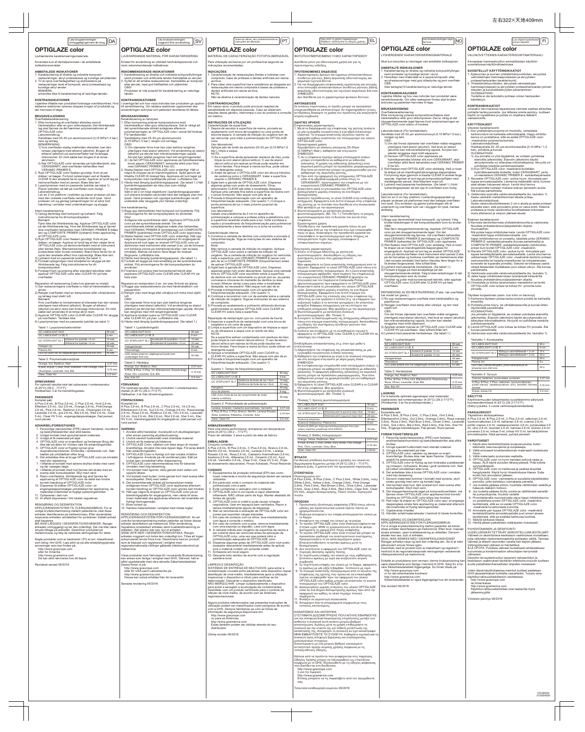左右322×天地409mm

Læs brugsanvisningen omhyggeligt igennem før brug. DA

# OPTIGLAZE color

Lyshærdende karakteriseringsmateriale.

Anvendes kun af dentalpersonale i de anbefalede indikationsområder.

## ANBEFALEDE INDIKATIONER

1. Karakterisering af direkte og indirekte komposit-restaureringer, akryl protesebasis og kunstige akryltænder.
2. Til at opnå overfladeglathed og slidresistens på restaureringer lavet af komposit, akryl protesebasis og kunstige akryl-ænder.

BEMÆRK:
anvendes ikke til karakterisering af naturlige tænder.

## KONTRAINDIKATIONER

I sjældne tilfælde kan produktet forårsage overfølsomhed. Hvis sådanne reaktioner opleves stoppes brugen af produktet og der henvises til læge.

## BRUGSVEJLEDNING

Overfladekarakterisering

1. Efter konturering af overfladen afsluttes med et hårdmetalbor eller en grov silikonepolér. Det ilthinbrerede lag skal fjernes da det hæmmer polymerisationen af OPTIGLAZE color.
Laboratoriebrug:
Sandblæs med 25-50 µm aluminiumoxid (0,15 MPa/1,5 bar), rens og tørlæg.
BEMÆRKNING:
1) hvis overfladen stadig indeholder oliesrester, kan den rensnes yderligere med ethanol (alkohol). Brugen af ethanol (alkohol) på resinoverflader kan forårsage mikrorevner. En mild sæbe kan bruges til at rense akrylresin.
2) Når OPTIGLAZE color anvendes på hybridkeramik, eks. CERASMART, skal overfladen behandles med CERAMIC PRIMER II.
2. Ryst OPTIGLAZE color flasken grundigt. Kom et par dråber i et bæger. Fortynd og/eller blandes med et tilsætte CLEAR til den ønskede farve opnås. Applicer et tyndt lag på resinoverfladen med en pensel. Blæs ikke tørt.
3. Lyspolymeriser med en passende lyskilde (se tabel 1). Placer lyskilden så tæt på overfladen som muligt.
Laboratoriebrug:
Lav en 2 cm platform i lyskilden og placer protesen på den med overfladen vendt mod lyskilden med tæt. Vend protesen om og gentag lyshærdningen for at sikre fuld hærdning i områder med underskæringer og skygge.

Intern karakterisering

1) Opbyg dentinlag med komposit og lyshærd. Følg instruktionerne fra dit kompositsystem.
Bemærk:
Fjern ikke det ilthinbrerede lag. Applicer OPTIGLAZE color på det ilthinbrerede lag. Hvis det ilthinbrerede lag er fjernet skal overfladen behandles med CERAMIC PRIMER II (blæs tør) og COMPOSITE PRIMER (lyshærd) inden applicering af OPTIGLAZE color.
2) Ryst OPTIGLAZE color flasken grundigt. Kom et par dråber i et bæger. Applicer et tyndt lag af den valgte farve OPTIGLAZE color på dentinoverfladen med et instrument eller børste (eks. Mamelonerne kontrasteter og konkaviteter eller incisal område). Bland flere farver for at opnå den ønskede effekt hvis nødvendigt. Blæs ikke tørt.
3) Lyshærd med en passende lyskilde (se tabel 1)
4) Fortsæt opbygningen med emaljefarve-skygge på det ilthinbrerede lag. Følg instruktionerne fra dit kompositsystem.
5) Foretag finish og polering efter standard teknikker eller applicer OPTIGLAZE color eller CLEAR HV på hele overfladen.

Reparation af restaureringer (f.eks hvis glansen er mistet)
1) Gør restaureringens overflade ru med et hårdmetalbor og skiver.
2) Rengør overfladen med en dampmenser eller ultralydsrens og tørlæg med oliefri luft.
Bemærk
Hvis overfladen er kontamineret af oliesrester kan den rense yderligere med ethanol (alkohol). Brugen af ethanol (alkohol) på akryl resin kan forårsage mikrorevner. En mild sæbe kan anvendes til at rense akryl resin.
3) Applicer OPTIGLAZE color CLEAR eller CLEAR HV skygge på overfladen. Tørblæs ikke.
4) Lyspolymeriser med en passende lyskilde (se tabel 1).

Tabel 1: Lyspolymerisationstider

| | | |
|---|---|---|
| GC LABOLIGHT DUO | | 90 sek. |
| GC LABOLIGHT LV-III, II | | 5 min. |
| GC STEPLIGHT SL-I | Afstand fra lyskilde <3 cm | 10 sek. |
| | Afstand fra lyskilde <3 cm | 20 sek. |
| Halogen lys | | 40 sek. |
| Plasma Arc | | 6 sek. |
| LED lys (som har en bølgelængde rundt om 430 nm) | | 40 sek. |

Tabel 2: Polymerisationsdybde

| | |
|---|---|
| Orange, Gul, Rødbrun, Rød | 0,07 mm |
| A plus, B plus, C plus, Hvid, Ellenbenn, Pink Orange, Pink, Olivengrøn, Lavendel, Grå, Blå | 0,15 mm |
| Clear, Clear HV | 0,5 mm |

## OPBEVARING

For optimalt resultat skal det opbevares i rumtemperatur (4-25°C) (39.2 - 77.0°F).
Holdbarhed: 3 år fra fremstillingsdato

## PAKNINGER

Komplet sæt:
A Plus 2,6 mL, B Plus 2,6 mL, C Plus 2,6 mL, Hvid 2,6 mL, Ellenben 2,6 mL, Gul 2,6 mL, Orange 2,6 mL, PinkOrange 2,6 mL, Pink 2,6 mL, Rødbrun 2,6 mL, Olivengrøn 2,6 mL, Lavendel 2,6 mL, grå 2,6 mL, Blå 2,6 mL, Rød 2,6 mL, Clear 5 mL, Clear HV 5 mL, engangsdappenbæger, flad pensel, rund pensel.

## ADVARSEL/FORSIGTIGHED

1. Personlige værnemidler (PPE) såsom handsker, mundbind og beskyttelsesbriller skal altid bæres.
2. Undgå kontakt med upolymeriseret materiale.
3. Undgå at få materialet på tøjet.
4. OPTIGLAZE color er brændbart og fordamper. Brug det ikke tæt på åben ild. Holdes væk fra antændingskilder.
5. OPTIGLAZE color er flygtigt og kan give respirationsproblemer. Anvendes i ventilerede rum. Sæt låget på umiddelbart efter brug.
6. Det anbefales ikke at bruge OPTIGLAZE color på områder med stor belastning.
7. I tilfælde at kontakt med øjnene skylles straks med vand og der opsøges læge.
8. I tilfælde af kontakt med hud fjernes det straks med en svamp eller bomuldspellet. Skyl med vand.
9. Resin overfladens ilthinbrerede lag skal fjernes før applicering af OPTIGLAZE color da dette kan hindre korrekt hærdning af OPTIGLAZE color.
10. Dispenser to dråber OPTIGLAZE color i et engangsdappenbæger umiddelbart før applicering, da materiale indeholder et flygtigt opløsningsmiddel.
11. Opbevares i læst rum.
12. Al affald disponeres i htt lokale regulativer.

RENGØRING OG DESINFEKTION
APPLICERINGSSYSTEM TIL FLERGANGSBRUG: For at undgå krydskontaminering mellem patienterne, skal disse enheder desinficeres på mellemniveau. Efter anvendelsen inspiceres enheden umiddelbart for problemer. Defekt enhed skal kasseres.
MÅ IKKE LÆGGES I DESINFEKTIONSVÆSKER. Rengør enheden omhyggeligt og tør den omhyggeligt. Der må ikke være ansats tilbage på enheden. Desinficer produktet på mellemniveau og følg de nationale retningslinjer for dette.

Nogle produkter som er beskrevet i IFU er evt. klassificeret som farligt i hht GHS. Læs altid op på alle arbejdshygiejniske anvisninger som kan findes på:
http://www.gceurope.com
eller for Amerika
http://www.gcamerica.com
De kan altid rekvireres hos dit depot.

Revideret senest 06/2016

---

Läs bruksanvisningen noggrant före användning. SV

# OPTIGLAZE color

LJUSHÄRDANDE MATERIAL FÖR KARAKTÄRISERING

Endast för användning av utbildad tandvårdspersonal och inom rekommenderade indikationer.

## REKOMMENDERADE INDIKATIONER

1. Karaktärisering av direkta och indirekta kompositfyllningar samt proteser och artificiella tänder framställda av akrylat.
2. Syftet är att erhålla resistensytor, framställda av komposit eller akrylat, med god hållfasthet och ytjämnhet.
OBS!
Produkten är inte avsedd för karaktärisering av naturliga tänder.

## KONTRAINDIKATIONER

I sällsynta fall och hos vissa individer kan produkten ge upphov till sensibilisering. Om sådana reaktioner uppkommer ska användningen avbrytas och patienten remitteras till läkare.

## BRUKSANVISNING

Karaktärisering av landytan
1. Efter konturering polera kompositytorna med hårdmetallborr eller grov silikonpolerare. Det är viktigt att det syreinhiberande skiktet avlägsnas eftersom polymeriseringen av OPTIGLAZE color i annat fall hindras.
För tandtekniker:
Sandblästra med 25-50 µm aluminiumoxid (0,15 MPa/1,5 bar), rengör och torrlägg.
OBS!
1) Om oljerester finns kvar kan ytan behöva rengöras ytterligare med etanol (alkohol). Vid användning av etanol (alkohol) på akrylat kan mikrosprickbildningar uppstå. Akrylatytor kan istället rengöras med mild rengöringsmedel.
2) I de fall OPTIGLAZE color appliceras på hybridkeramiska block såsom CERASMART, behandla alltid ytan först med CERAMIC PRIMER II från GC.
2. Skaka flaskan med OPTIGLAZE color ordentligt. Häll ut några få droppar på en blandningsblock. Späd genom att tillsätta CLEAR till önskad färg. Applicera ett tunt lager på kompositytan med medföljande pensel. Luftblästra inte.
3. Härda med lämplig ljushärdningsapparat. (Se tabell 1) Håll ljushärdningsspetsen så nära ytan som möjligt.
För tandtekniker:
Sätt in ett 2 cm högt objektbord i ljushärdningsapparaten och placera protesen på bordet med den belagda ytan mot ljuset. Vänd protesen och upprepa ljushärdningen så att underskär eller skuggade ytor härdas ordentligt.

Inre karaktärisering
1) Bygg upp dentinskiktet med komposit och ljushärda. Följ anvisningarna för det kompositsystem du använder.
Obs!
Avlägsna inte syreinhiberat skikt. Applicera OPTIGLAZE color på det syreinhiberade skiktet. Om det syreinhiberade skiktet avlägsnas måste ytan behandlas med CERAMIC PRIMER II (luftblästra) och COMPOSITE PRIMER (ljushärda) innan OPTIGLAZE color appliceras.
2) Skaka flaskan med OPTIGLAZE color ordentligt. Häll upp några få droppar på en blandningsblock för engångsbruk. Applicera ett tunt lager av önskad OPTIGLAZE color på dentinytan med ett lämpligt instrument eller pensel (t.ex. på de konvexa och konkava ytorna på mamelonerna eller det incisala området). Blanda vid behov flera färger för önskad färgnyans. Luftblästra inte.
3) Härda med lämplig ljushärdningsapparat. (Se tabell 1)
4) Fortsätt att bygga på med emaljfärg på det syreinhiberande skiktet. Följ anvisningarna för det kompositsystem du använder.
5) Finishera och polera med konventionell teknik eller applicera OPTIGLAZE color CLEAR eller CLEAR HV på hela ytan.

Reparera en restauration (t.ex. om ytan förlorat sin glans)
1) Rugga upp restaurationens yta med hårdmetallborr och papperskon.
2) Rengör ytan med ånga eller ultraljud och torka med oljefri luft.
OBS!
Om oljerester finns kvar kan ytan behöva rengöras ytterligare med etanol (alkohol). Vid användning av etanol (alkohol) på akrylat kan mikrosprickbildningar uppstå. Akrylat kan rengöras med mild rengöringsmedel.
3) Applicera önskad nyans av OPTIGLAZE color CLEAR eller CLEAR HV på ytan. Luftblästra inte.
4) Härda med lämplig ljushärdningsapparat. (Se tabell 1)

Tabell 1: Ljushärdningstid

| | | |
|---|---|---|
| GC LABOLIGHT DUO | | 90 sek. |
| GC LABOLIGHT LV-III, II | | 5 min. |
| GC STEPLIGHT SL-I | Avståndet till ljuskällan <3 cm | 10 sek. |
| | Avståndet till ljuskällan <3 cm | 20 sek. |
| Halogenlampa | | 40 sek. |
| Plasmabåge | | 6 sek. |
| LED-lampa (med en våglängd på ljuset som understiger 430 nm) | | 40 sek. |

Tabell 2: Härddjup

| | |
|---|---|
| Orange, Gul, Rödbrun, Röd | 0,07 mm |
| A Plus, B Plus, C Plus, Vit, Elfenbensvit, Rosaorange, Rosa, Oliv, Lavendel, Grå, Blå | 0,15 mm |
| Klar, Klar HV | 0,5 mm |

## FÖRVARING

För optimala resultat, förvara produkten i rumstemperatur mellan (4-25°C) (39.2–77.0°F).
Hållbarhet: 3 år från tillverkningsdatum.

## FÖRPACKNING

Komplett kit:
A Plus 2,6 mL, B Plus 2,6 mL, C Plus 2,6 mL, Vit 2,6 mL, Elfenbensvit 2,6 mL, Gul 2,6 mL, Orange 2,6 mL, Rosaorange 2,6 mL, Rosa 2,6 mL, Rödbrun 2,6 mL, Oliv 2,6 mL, Lavendel 2,6 mL, Grå 2,6 mL, Blå 2,6 mL, Röd 2,6 mL, Klar 5 mL, Klar HV 5 mL, blandningsplatta för engångsbruk, platt pensel och rund pensel.

## VARNING

1. Använd alltid handskar, munskydd och skyddsglasögon eller annan personlig skyddsutrustning.
2. Undvik särskilt kontakt med ohärdat material.
3. Undvik att få material på kläder.
4. OPTIGLAZE Color. släskan och dess ångor är mycket brandfarliga. Använd inte nära öppen låga. Förvaras åtskilt från antändningskällor.
5. OPTIGLAZE Color är flyktigt och kan orsaka irritation i luftvägarna. Använd ett väl ventilerat plats. Sätt på locket igen omedelbart efter dispensering.
6. OPTIGLAZE color rekommenderas inte för bärande områden med hög belastning.
7. Vid kontakt med ögonen, skölj genast med vatten och uppsök läkare.
8. Vid kontakt med huden, torka genast bort med svamp eller bomullspellet. Skölj med vatten.
9. Det syreinhiberande skiktet på kompositytan måste avlägsnas innan OPTIGLAZE color appliceras eftersom korrekt härdning av OPTIGLAZE color annars kan hindras.
10. Häll upp några få droppar av OPTIGLAZE color på en blandningsplatta för engångsbruk, men vänta till strax innan materialet ska appliceras eftersom det innehåller ett flyktigt lösningsmedel.
11. Förvara torrt.
12. Hantera materialresterer i enlighet med lokala regler.

RENGÖRING OCH DESINFEKTION
APPLICERINGSSYSTEM FÖR FLERGÅNGSBRUK: För att undvika korskontaminering mellan patienter så bör dessa enheter desinficeras på mellannivå. Efter användning, inspektera omedelbart enheten samt kvalitetsförsämring av sådanten. Rall skador kan leda, byt ut enheten.
SÄNK INTE NER I DESINFEKTIONSVÄTSKA. Rengör enheten noggrannt och torka den ordentligt torr. Tillse att ingen ackumulerad smuts finns kvar. Desinficera med en produkt som är klassad och registrerad i enlighet med regionala/nationella riktlinjer gällande infektionskontroll på mellannivå.

Vissa produkter som hänvisas till i nuvarande Bruksanvisning kan anses som farliga i enlighet med GHS. Därmed, håll er alltid uppdaterade med våra aktuella Säkerhetsdatablad. Dessa finner ni på:
http://www.gceurope.com
eller för USA samt Latinamerika på:
http://www.gcamerica.com
Dessa kan också erhållas från er leverantör.

Senaste revidering 06/2016

---

Antes de utilizar, leia cuidadosamente as instruções de utilização. PT

# OPTIGLAZE color

MATERIAL DE CARACTERIZAÇÃO FOTOPOLIMERIZÁVEL

Para utilização exclusiva por um profissional segundo as indicações recomendadas.

## INDICAÇÕES

1. Caracterização de restaurações diretas e indiretas com compósito, base de próteses e dentes artificiais em resina acrílica.
2. Para obter uma superfície lisa e resistência ao desgaste em restaurações em resina composta e bases de próteses e dentes artificiais em resina acrílica.
NOTA:
Não se destina à caracterização de dentes naturais.

## CONTRAINDICAÇÕES

Em casos raros, o produto pode provocar reações de sensibilidade em algumas pessoas. Caso se observem reações desse género, interrompa o uso do produto e consulte um médico.

## INSTRUÇÕES DE UTILIZAÇÃO

Caracterização da superfície
1. Depois de esculpir a superfície da resina, proceda ao acabamento com broca de tungsténio ou uma ponta de silicone áspera. A camada de inibição do oxigénio tem de ser removida, pois inibe a polimerização do OPTIGLAZE color.
Uso laboratorial
Aplique jato de óxido de alumínio 25-50 µm (0,15 MPa/1,5 bar), limpe e seque.
NOTA:
1) Se a superfície ainda apresentar resíduos de óleo, pode limpá-la com etanol (álcool etílico). O uso de etanol (álcool etílico) em resinas acrílicas pode resultar em micro-fendas. Para limpar a resina acrílica, pode utilizar um detergente suave.
2) Antes de aplicar o OPTIGLAZE color em blocos híbridos de cerâmica como o CERASMART, tratar a superfície usando o CERAMIC PRIMER II.
2. Agite bem a garrafa de OPTIGLAZE color. Dispense algumas gotas num prato de doseamento. Dilua adicionando CLEAR até obter a tonalidade desejada. Aplique uma camada fina sobre a superfície da resina com o pincel fornecido. Não seque com jato de ar.
3. Proceda à fotopolimerização com um aparelho de fotopolimerização adequado. (Ver quadro 1.) Coloque a ponta emissora de luz o mais próximo possível da superfície.
Uso laboratorial
Instale uma plataforma de 2 cm no aparelho de polimerização e coloque a prótese sobre a plataforma com a superfície revestida virada para a luz. Volte a prótese e repita o procedimento de fotopolimerização para polimerizar completamente a área retentiva ou a zona na sombra.

Caracterização interna
1) Construa a camada de dentina com compósito e proceda à fotopolimerização. Siga as instruções do seu sistema de compósito.
Nota:
Não remova a camada de inibição do oxigénio. Aplique OPTIGLAZE color sobre a camada de inibição do oxigénio. Se a camada de inibição do oxigénio for removida, trate a superfície com CERAMIC PRIMER II (secar com jato de ar) e COMPOSITE PRIMER (fotopolimerizar) antes de aplicar OPTIGLAZE color.
2) Agite bem a garrafa de OPTIGLAZE color. Dispense algumas gotas num prato descartável. Aplique uma camada fina de OPTIGLAZE color escolhido sobre a superfície de dentina com um instrumento ou pincel (por ex. as partes convexas e côncavas do mamelão de dentina ou área incisal.) Misture várias cores para obter a tonalidade desejada, se necessário. Não seque com jato de ar.
3) Proceda à fotopolimerização com um aparelho de fotopolimerização adequado. (Ver quadro 1)
4) Continue a reconstruir com cor de esmalte sobre a camada de inibição do oxigénio. Siga as instruções do seu sistema de compósito.
5) Proceda ao acabamento e polimento utilizando técnicas padronizadas ou aplique OPTIGLAZE color CLEAR ou CLEAR HV sobre toda a superfície.

Reparação de restauração (por ex. com perda de lisura)
1) Asperize a superfície da restauração com uma broca de tungsténio e um cone de papel.
2) Limpe a superfície com um dispositivo de limpeza a vapor ou de ultrassons e seque com ar isento de óleo.
NOTA:
Se a superfície estiver contaminada com resíduos de óleo, pode limpá-la com etanol (álcool etílico). O uso de etanol (álcool etílico) em resinas acrílicas pode resultar em micro-fendas. Para limpar resina acrílica, pode utilizar um detergente suave.
3) Aplique a tonalidade OPTIGLAZE color CLEAR ou CLEAR HV sobre a superfície. Não seque com jato de ar.
4) Proceda à fotopolimerização com um aparelho de fotopolimerização adequado. (Ver quadro 1)

Quadro 1: Tempo de fotopolimerização

| | | |
|---|---|---|
| GC LABOLIGHT DUO | | 90 seg. |
| GC LABOLIGHT LV-III, II | | 5 min. |
| GC STEPLIGHT SL-I | Distância da fonte de luz <3cm | 10 seg. |
| | Distância da fonte de luz <3cm | 20 seg. |
| Halogéneo | | 40 seg. |
| Arco de plasma | | 6 seg. |
| LED (Com fonte de luz de comprimento de onda inferior a 430nm) | | 40 seg. |

Quadro 2: Profundidade de polimerização

| | |
|---|---|
| Laranja, Amarelo, Castanho avermelhado, Vermelho | 0,07 mm |
| A Plus, B Plus, C Plus, Branco, Marfim, Laranja Rosado, Rosa, Azeitona, Alfazema, Cinzento, Azul | 0,15 mm |
| Clear, Clear HV | 0,5 mm |

## ARMAZENAMENTO

Para uma ótima performance, armazenar em temperatura entre (4-25°C) (39.2 – 77.0°F).
Prazo de validade: 3 anos a partir da data de fabrico

## EMBALAGEM:

Conjunto completo:
A Plus 2,6 mL, B Plus 2,6 mL, C Plus 2,6 mL, Branco 2,6 mL, Marfim 2,6 mL, Amarelo 2,6 mL, Laranja 2,6 mL, Laranja Rosado 2,6 mL, Rosa 2,6 mL, Castanho Avermelhado 2,6 mL, Azeitona 2,6 mL, Alfazema 2,6 mL, Cinzento 2,6 mL, Azul 2,6 mL, Vermelho 2,6 mL, Clear 5 mL, Clear HV 5 mL, Prato de doseamento descartável, Pincel Achatado, Pincel Redondo

## CUIDADO

1. Equipamentos de proteção individual (EPI) tais como luvas, máscaras e óculos de segurança devem sempre ser utilizados.
2. Em particular, evite o contacto do material não polimerizado com a pele.
3. Evite contaminar o vestuário com o material.
4. OPTIGLAZE color é um líquido e vapor altamente inflamável. NÃO utilizar perto de fogo. Manter afastado de fontes de ignição.
5. OPTIGLAZE color é volátil e pode causar irritação respiratória. Usar em espaços bem ventilados. Repor a tampa imediatamente depois de dispensar.
6. Não se recomenda a utilização de OPTIGLAZE color em zonas que suportem cargas elevadas.
7. Em caso de contacto com os olhos, lave imediatamente com água e consulte o médico.
8. Em caso de contacto com a pele, remova imediatamente com uma esponja ou algodão. Lave com água.
9. A camada inibida pelo oxigénio da superfície da resina a ser coberta deve ser removida antes da aplicação de OPTIGLAZE color, uma vez que poderia inibir a polimerização adequada do OPTIGLAZE color.
10. Dispense algumas gotas de OPTIGLAZE color num prato doseador descartável imediatamente antes de aplicar, pois o material contém um solvente volátil.
11. Armazene em local seguro.
12. Descarte todo resíduo de acordo com a regulação sanitária local.

LIMPEZA E DESINFECÇÃO
SISTEMAS DE ENTREGA DE MULTIUSOS: para evitar a contaminação cruzada entre pacientes, este dispositivo requer desinfeção de nível médio. Imediatamente após a utilização inspecionar o dispositivo e rótulo para verificar a sua deterioração. Descartar o dispositivo danificado. NÃO MERGULHAR. Limpar cuidadosamente o dispositivo para evitar a secagem e acumulação de contaminantes. Desinfetar com um produto certificado para o controlo da infeção de nível médio, de acordo com as diretrizes regionais/nacionais.

Alguns produtos referenciados nas presentes instruções de utilização podem ser classificados como perigosos de acordo com a GHS. Sempre familiarize-se com as fichas de informação de segurança disponíveis em:
http://www.gceurope.com
ou para as Américas
http://www.gcamerica.com
Estas também podem ser obtidas através do seu distribuidor.

Última revisão 06/2016

---

Πριν από τη χρήση παρακαλούμε διαβάστε προσεκτικά τις οδηγίες χρήσης. EL

# OPTIGLAZE color

ΦΩΤΟΠΟΛΥΜΕΡΙΖΟΜΕΝΟ ΥΛΙΚΟ ΧΑΡΑΚΤΗΡΙΣΜΟΥ

Διατίθεται μόνο για οδοντιατρική χρήση και για τις προτεινόμενες ενδείξεις.

## ΠΡΟΤΕΙΝΟΜΕΝΕΣ ΕΝΔΕΙΞΕΙΣ

1. Χαρακτηρισμός άμεσων και έμμεσων αποκαταστάσεων σύνθετης ρητίνης, βάση ακρυλικής οδοντοστοιχίας και ακρυλικά τεχνητά δόντια.
2. Για την διαμόρφωση επιφανειακής ομαλότητας και αντοχής στην αποτριβή αποκαταστάσεων σύνθετων ρητινών, βάσης ακρυλικής οδοντοστοιχίας και τεχνητών ακρυλικών δοντιών.
ΣΗΜΕΙΩΣΗ:
Δεν διατίθεται για το χαρακτηρισμό φυσικών δοντιών.

## ΑΝΤΕΝΔΕΙΞΕΙΣ

Σε σπάνιες περιπτώσεις το προϊόν μπορεί να προκαλέσει υπερευαισθησία σε κάποια άτομα. Αν παρατηρηθούν τέτοιες αντιδράσεις διακόψτε τη χρήση του προϊόντος και αναζητήστε ιατρική συμβουλή.

## ΟΔΗΓΙΕΣ ΧΡΗΣΗΣ

Επιφανειακός χαρακτηρισμός
1. Μετά τη διαμόρφωση της επιφάνειας της ρητίνης λειάνετε με μία εγγλυφίδα τουγκστενίου ή ένα αδρό σιλικονούχο ελαστικό. Το στρώμα αναστολής οξυγόνου πρέπει να αφαιρεθεί καθώς αναστέλλει τον πολυμερισμό του υλικού OPTIGLAZE color.
Εργαστηριακή χρήση:
Αμμοβολήστε με οξείδιο αλουμινίου 25-50µm (0.15MPa/1.5bar), καθαρίστε και στεγνώστε.
ΣΗΜΕΙΩΣΗ:
1) Αν η επιφάνεια περιέχει ακόμα υπολείμματα ελαίων μπορεί επιπρόσθετα να καθαριστεί με αιθανόλη (αλκοόλη). Η χρήση της αιθανόλης (αλκοόλης) στην ακρυλική ρητίνη μπορεί να προκαλέσει μικρορωγμώσεις. Ένα ήπιο αντισηπτικό μπορεί να χρησιμοποιηθεί για τον καθαρισμό της ακρυλικής ρητίνης.
2) Πριν από την εφαρμογή της επίστρωσης OPTIGLAZE color στα υβριδικά κεραμικά μπλοκ όπως το CERASMART, προετοιμάστε την επιφάνεια με τον ενεργοποιητή CERAMIC PRIMER II.
2. Ανακινήστε καλά το μπουκαλάκι του OPTIGLAZE color. Διανεμηστήστε μερικές σταγόνες σε ένα δοχείο διανομής.
Διαλύστε προσθέτοντας το υλικό CLEAR μέχρι να επιτευχθεί η επιθυμητή απόχρωση. Εφαρμόστε ένα λεπτό στρώμα στην επιφάνεια της ρητίνης με το πινέλο που διατίθεται στη συσκευασία. Μην φυσήξετε με την αεροσύριγγα.
3. Φωτοπολυμερίστε με κατάλληλη συσκευή φωτοπολυμερισμού. (Βλ. Πίν. 1.) Τοποθετήστε το ρύγχος φωτοπολυμερισμού όσο το δυνατόν πιο κοντά στην επιφάνεια.
Εργαστηριακή χρήση:
Τοποθετήστε την προσθετική εργασία πάνω σε μία πλατφόρμα 2cm με την επιφάνεια που έχει επικαλυφθεί προς το φως. Αναστρέψτε την προσθετική εργασία και επαναλάβετε το φωτοπολυμερισμό ώστε πλήρως να πολυμεριστούν τυχόν περιοχές υποσκαφών ή υποφωτισμένων σημείων.

Εσωτερικός χαρακτηρισμός
1) Χτίστε το στρώμα οδοντίνης με ρητίνη και φωτοπολυμερίστε. Ακολουθήστε τις οδηγίες του συστήματος ρητίνης που χρησιμοποιείτε.
Σημείωση
Μην αφαιρέσετε τη ζώνη αναστολής πολυμερισμού από το οξυγόνο. Εφαρμόστε το υλικό OPTIGLAZE color πάνω στο στρώμα αναστολής πολυμερισμού. Αν η ζώνη αναστολής πολυμερισμού αφαιρεθεί, προετοιμάστε την επιφάνεια με τον ενεργοποιητή CERAMIC PRIMER II (φυσήξτε με αέρα) και τον παράγοντα Composite Primer (φωτοπολυμερισμός) πριν εφαρμόσετε το OPTIGLAZE color.
2) Ανακινήστε καλά το μπουκαλάκι του υλικού OPTIGLAZE color. Διανεμηστήστε μερικές σταγόνες σε ένα δοχείο διανομής μιας χρήσης. Εφαρμόστε ένα λεπτό στρώμα του OPTIGLAZE color της επιλογής σας στην επιφάνεια της οδοντίνης με ένα εργαλείο ή πινέλο (π.χ. τα κυρτώματα των αυχένων κοίλων ή το κοπτικό τριτημόριο.) Αν απαιτείται αναμίξτε διάφορες αποχρώσεις για να επιτύχετε την επιθυμητή απόχρωση. Μην φυσήξετε με την αεροσύριγγα.
3) Φωτοπολυμερίστε με κατάλληλη συσκευή φωτοπολυμερισμού. (Βλ. Πίνακα 1)
4) Συνεχίστε τη διαστρωμάτωση της απόχρωσης αδαμαντίνης πάνω στο στρώμα αναστολής πολυμερισμού. Ακολουθήστε τις οδηγίες του συστήματος σύνθετων ρητινών που χρησιμοποιείτε.
5) Λειάνετε και στιλβώστε με τη συνηθισμένη τεχνική ή εφαρμόστε το OPTIGLAZE color CLEAR ή το CLEAR HV σε ολόκληρη την επιφάνεια.

Επιδιόρθωση αποκατάστασης (π.χ. όταν έχει χαθεί η στιλπνότητα)
1) Αδρανοποιήστε την επιφάνεια της αποκατάστασης με μία εγγλυφίδα τουγκστενίου ή δίσκο λείανσης.
2) Καθαρίστε την επιφάνεια με ατμό ή σε συσκευή υπερήχων και στη συνέχεια στεγνώστε με αέρα χωρίς έλαια.
ΣΗΜΕΙΩΣΗ:
Αν η επιφάνεια έχει επιμολυνθεί από υπολείμματα ελαίων, η επιφάνεια μπορεί να καθαριστεί επιπρόσθετα με αιθανόλη (αλκοόλη). Η εφαρμογή αιθανόλης (αλκοόλης) σε ακρυλική ρητίνη μπορεί να προκαλέσει μικρορωγμώσεις. Ένα ήπιο καθαριστικό μπορεί να χρησιμοποιηθεί για τον καθαρισμό της ακρυλικής ρητίνης.
3) Εφαρμόστε το υλικό OPTIGLAZE color CLEAR ή CLEAR HV στην επιφάνεια. Μην φυσήξετε.
4) Φωτοπολυμερίστε με κατάλληλη συσκευή φωτοπολυμερισμού. (Βλ. Πίνακα 1)

Πίνακας 1: Χρόνος φωτοπολυμερισμού

| | | |
|---|---|---|
| GC LABOLIGHT DUO | | 90 sec. |
| GC LABOLIGHT LV-III, II | | 5 min. |
| GC STEPLIGHT SL-I | Απόσταση από τη φωτεινή πηγή <3cm | 10 sec. |
| | Απόσταση από τη φωτεινή πηγή <3cm | 20 sec. |
| Συσκευή αλογόνου | | 40 sec. |
| Συσκευή πλάσματος Plasma Arc | | 6 sec. |
| Συσκευή LED (με πηγή φωτοπολυμερισμού που έχει μήκος κύματος μικρότερο από 430nm) | | 40 sec. |

Πίνακας 2: Βάθος πολυμερισμού

| | |
|---|---|
| Orange, Yellow, Redbrown, Red | 0.07 mm |
| A Plus, B Plus, C Plus, White, Ivory White, Pink Orange, Pink, Olive, Lavender, Grey, Blue | 0.15 mm |
| Clear, Clear HV | 0.5mm |

## ΦΥΛΑΞΗ

Για ιδανική απόδοση αποθηκεύστε τη φιάλη του υλικού σε θερμοκρασία δωματίου μεταξύ (4-25°C) (39.2 – 77.0°F).
Διάρκεια ζωής: 3 χρόνια από την ημερομηνία παραγωγής

## ΣΥΣΚΕΥΑΣΙΑ:

Ολοκληρωμένο σετ:
A Plus 2,6mL, B Plus 2,6mL, C Plus 2,6mL, White 2,6mL, Ivory White 2,6mL, Yellow 2,6mL, Orange 2,6mL, Pink Orange 2,6mL, Pink 2,6mL, Red Brown 2,6mL, Olive 2,6mL, Lavender 2,6mL, Grey 2,6mL, Blue 2,6mL, Red 2,6mL, Clear 5mL, Clear HV 5mL, Δοχείο διανομής μιας χρήσης, Πλατύ πινέλο, Στρογγυλό πινέλο

## ΠΡΟΣΟΧΗ

1. Προσωπικός εξοπλισμός ασφαλείας (PEA) όπως γάντια, μάσκες και προστατευτικά γυαλιά πρέπει πάντα να χρησιμοποιούνται.
2. Ιδιαίτερα αποφύγετε την επαφή απολυμέριστου υλικού με το δέρμα.
3. Αποφύγετε την επαφή του υλικού με τα ρούχα.
4. Το προϊόν OPTIGLAZE color είναι ιδιαίτερα εύφλεκτο και οι ατμοί του υγρά. ΜΗΝ το χρησιμοποιείτε κοντά σε φλόγα. Διατηρήστε το μακριά από πηγές ανάφλεξης.
5. Το προϊόν OPTIGLAZE color είναι πτητικό και μπορεί να προκαλέσει ερεθισμό του αναπνευστικού συστήματος. Χρησιμοποιήστε το σε καλά αεριζόμενο χώρο. Επανατοποθετήστε το καπάκι αμέσως μετά τη διανομή.
6. Δεν συνιστάται η εφαρμογή του OPTIGLAZE color σε περιοχές έντονης μασητικής πίεσης.
7. Σε περίπτωση επαφής του υλικού με τους οφθαλμούς, ξεπλύνετε αμέσως με νερό και αναζητήστε ιατρική συμβουλή.
8. Σε περίπτωση επαφής του υλικού με το δέρμα, αφαιρέστε το αμέσως με μία σφαίρα βαμβακιού. Ξεπλύνετε με νερό.
9. Το στρώμα αναστολής πολυμερισμού από το οξυγόνο της επιφάνειας της ρητίνης που πρόκειται να επικαλυφθεί πρέπει να αφαιρεθεί πριν την εφαρμογή του υλικού OPTIGLAZE color καθώς μπορεί να αναστείλει το σωστό πολυμερισμό του OPTIGLAZE color.
10. Διανεμηστήστε μερικές σταγόνες του υλικού OPTIGLAZE color σε ένα δοχείο διανεμησης αμέσως πριν από την εφαρμογή του καθώς το υλικό περιέχει πτητικό παράγοντα.
11. Φυλάξτε σε ασφαλή συσκευασία.
12. Απορρίψτε όλα τα απορρίμματα σύμφωνα με τους τοπικούς κανονισμούς.

ΚΑΘΑΡΙΣΜΟΣ ΚΑΙ ΑΝΤΙΣΗΨΙΑ
ΣΥΣΤΗΜΑΤΑ ΔΟΣΟΜΕΤΡΗΣΗΣ ΠΟΛΛΑΠΛΗΣ ΕΦΑΡΜΟΓΗΣ: για την αποφυγή διασταυρούμενης επιμόλυνσης μεταξύ των ασθενών η συσκευή αυτή απαιτεί μέτρια βαθμού αποστείρωση. Αμέσως μετά τη χρήση επιθεωρήστε τη συσκευή και την ετικέτα της για πιθανή μείωση της κατάστασής της. Απορρίψτε τη συσκευή αν έχει καταστραφεί. ΜΗΝ ΕΜΒΑΠΤΙΖΕΤΕ ΤΗ ΣΥΣΚΕΥΗ. Καθαρίστε σχολαστικά τη συσκευή προς αποφυγή ξήρανσης και συσσώρευσης μολυσματικών ουσιών.
Αποστειρώστε με ένα μέτριου βαθμού εγκεκριμένο αντισηπτικό προϊόν ελέγχου σύμφωνα με τις τοπικές/εθνικές Οδηγίες.

Κάποια από τα προϊόντα που αναφέρονται στις παρούσες Οδηγίες Χρήσης μπορεί να ταξινομηθούν ως επικίνδυνα σύμφωνα με το GHS. Εξοικειωθείτε με τις οδηγίες ασφαλείας που διατίθενται στη διεύθυνση:
http://www.gceurope.com
ή για την Αμερική
http://www.gcamerica.com
Επίσης μπορείτε να τις παραλάβετε από τον προμηθευτή σας.

Τελευταία αναθεώρηση κειμένου 06/2016

---

Les bruksanvisningen nøye før bruk. NO

# OPTIGLAZE color

LYSHERDENDE KARAKTERISERINGSMATERIALE

Skal kun benyttes av tannleger ved anbefalte indikasjoner

## ANBEFALTE INDIKASJONER

1. Karakterisering av direkte og indirekte kompositfyllinger samt proteser og kunstige tenner i acryl.
2. Hensikten med materialet er å oppnå komposit- eller acrylrestaureringer med god slitestyrke og jevn overflate.
OBS:
Ikke beregnet til karakterisering av naturlige tenner.

## KONTRAINDIKASJONER

I sjeldne tilfeller og hos visse individer kan produktet være sensibiliserende. Om slike reaksjoner finnes skal bruken avbrytes og pasienten henvises til lege.

## BRUKSANVISNING

Overflatekarakterisering
Etter konturering poleres kompositoverflatene med hårdmetallbor eller grov silikonpolerer. Det er viktig at det oksygenhemmende laget fjernes fordi polymeriseringen av OPTIGLAZE color ellers vil hindres.

Laboratoriebruk (For tanntekniker):
Sandblås med 25-50 µm aluminiumoxid (0,15 MPa/1,5 bar), rengjør og tørk.
OBS:
1) Om det finnes oljerester kan overflaten måtte rengjøres ytterligere med etanol (alkohol). Ved bruk av etanol (alkohol) kan mikrosprekkdannelse oppstå. Acrylen kan isteden rengjøres med mildt såpevann.
2) Dersom OPTIGLAZE color appliceres på hybridkeramiske blokker slik som CERASMART, skal overflaten alltid først behandles med CERAMIC PRIMER II fra GC.
2. Rist flasken med OPTIGLAZE color skikkelig. Hell ut noen få dråper på en blandingsblokk/engangs dappenglass. Fortynning skjer gjennom å tilsette CLEAR til ønsket farge oppnås. Applisér et tynt lag på kompositoverflaten med medfølgende pensel. Ikke blås/tørk med luft.
3. Lysherd med passende herdelampe. (Se tabell 1.) Hold lysherdingsspissen så tett opp til overflaten som mulig.

Laboratoriebruk (For tanntekniker):
Sett inn et 2cm høy platform i lysherdingsapparatet og plasser protesen på plattformen med den belagte overflaten mot lyset. Snu protesen og gjenta lysherdingen slik at undersnitt og overflater som var i skyggen for lyset, herdes skikkelig.

Intern karakterisering
1) Bygg opp dentinskiktet med kompositt, og lysherd. Følg bruker veiledningen til det komposittsystem som du bruker.
OBS:
Ikke fjern oksygenhemmende laget. Appliser OPTIGLAZE color på det oksygenhemmende laget. Om det oksygenhemmende lag fjernes, må overflaten behandles med CERAMIC PRIMER II (lyseblåses) og COMPOSITE PRIMER (lysherdes) før OPTIGLAZE color appliseres.
2) Rist flasken med OPTIGLAZE color skikkelig. Hell ut noen få dråper på en blandingsblokk/dappenglass for engangsbruk. Appliser et tynt lag av ønsket OPTIGLAZE color på dentinoverflaten med instrument eller pensel (f.eks. på de konvekse og konkave ytene på mamelonerne eller i det incisale området) Ved behov blandes flere farger for å få ønsket fargenyanse. Ikke lufttørk/blås tørt.
3) Lysherd med passende herdelampe. (Se tabell 1.)
4) Fortsett å bygge på med emaljefarge på det oksygenhemmende skiktet. Følg bruksveiledningen til det kompositsystem som du bruker.
5) Finisér og polér med konvensjonell teknikk, eller appliser OPTIGLAZE color CLEAR eller CLEAR HV på hele overflaten.

REPARERING AV EN RESTAURERING (f.eks. når overflaten har mistet sin glans.)
1) Ru opp restaurerings overflate med hårdmetallbor og papirkonus.
2) Rengjør overflaten med damp eller ultralyd, og tørr med oljefri luft.
OBS:
Om det finnes oljerester kan overflate måtte rengjøres ytterligere med etanol (alkohol). Ved bruk av etanol (alkohol) kan mikrosprekker oppstå. Acrylen kan isteden rengjøres med mildt såpevann.
3) Appliser ønsket nyanse av OPTIGLAZE color CLEAR eller CLEAR HV på overflaten. Ikke lufttørk/blås tørt.
4) Lysherd med passende herdelampe. (Se tabell 1)

Table 1: Lysherdingstid

| | | |
|---|---|---|
| GC LABOLIGHT DUO | | 90 sek. |
| GC LABOLIGHT LV-III, II | | 5 min. |
| GC STEPLIGHT SL-I | Avstand til lyskilde <3 cm | 10 sek. |
| | Avstand til lyskilde <3 cm | 20 sek. |
| Halogenlampe | | 40 sek. |
| Plasmabue | | 6 sek. |
| LED (Hvor lyskilde som har bølgelengde rundt 430 nm) | | 40 sek. |

Table 2: Herdedybde

| | |
|---|---|
| Orange, Gul, Rødbrun, Rød | 0,07 mm |
| A Plus, B Plus, C Plus, Hvit, Elfenbenhvit, Rosa/orange, Rosa, Oliven, Lavendel, Grå, Blå | 0,15 mm |
| Klar, Klar HV | 0,5 mm |

## LAGRING

For å beholde optimale egenskaper skal materialet oppbevares ved romtemperatur (4-25°C) (39.2-77.0°F).
Holdbarhet: 3 år fra produksjonsdato.)

## PAKNINGER

Komplette sett:
A Plus 2,6mL, B Plus 2,6mL, C Plus 2,6mL, Hvit 2,6mL, Elfenbenshvit 2,6mL, Gul 2,6mL, Orange 2,6mL, Rosa orange 2,6mL, Rosa 2,6mL, Rød Brun 2,6mL, Oliven 2,6mL, Lavendel 2,6mL, Grå 2,6mL, Blå 2,6mL, Rød 2,6mL, Klar 5mL, Klar HV 5mL, Engangs blandeskopper, Flat pensel, Rund pensel.

## FORSIKTIGHETSREGLER

1. Personlig beskyttelsesutstyr (PPE) som hansker, ansiktsmaske/munnbind og beskyttelsesbriller skal alltid benyttes.
2. Unngå spesielt hudkontakt med uherdet materiale.
3. Unngå å få materialet på klær.
4. OPTIGLAZE color, væsken og dampen er svært brannfarlige. Brukes ikke nær åpen flamme. Oppbevares adskilt fra antenningskilder.
5. OPTIGLAZE color er flyktig og kan forårsake pustebesvær og irritasjon i luftveiene. Brukes i godt ventilerte rom. Sett på lokket umiddelbart etter bruk.
6. Det anbefales ikke å bruke OPTIGLAZE color i områder med høy belastning.
7. Dersom materialet kommer i kontakt med øynene, skyll straks grundig med vann og kontakt lege.
8. Ved kontakt med hud, tørk snarest bort med svamp eller bomullspellet. Skyll med vann.
9. Det oksygenhemmende laget på komposittoverflaten må fjernes innen OPTIGLAZE color appliseres fordi korrekt herding av OPTIGLAZE color ellers kan hindres.
10. Hell noen få dråper av OPTIGLAZE color opp i et engangs dappenglass eller blandeskål rett før applisering, da materialet inneholder et flyktig løsningsmiddel.
11. Oppbevares innelåst.
12. Håndter avfall/materialrester i henhold til lokale forskrifter.

RENGJØRING OG DESINFEKSJON
APPLISERINGSSYSTEM FOR FLERGANGSBRUK: For å unngå krysskontaminering mellom pasienter så krever disse enhetene desinfeksjon på mellomnivå. Etter bruk, inspiser straks enheten, samt kvalitetsforringelse av etiketten. Dersom skader kan ses, byt ut enheten.
SKAL IKKE SENKES NED I DESINFEKSJONSVÆSKE! Rengjør enheten nøye og tørk den ordentlig tørr. Se til at intet akkumulert smuss finnes igjen.
Desinfiser med et produkt som er klassifisert og registrert i henhold til de regionale/nasjonale retningslinjer vedrørende infeksjonskontroll på mellomnivå.

Enkelte av produktene som nevnes i denne bruksanvisning kan være klassifisert som farlige i henhold til GHS. Sørg for å ha våre Sikkerhetsdatablad tilgjengelige. Du finner disse på:
http://www.gceurope.com
eller for det amerikanske kontinent
http://www.gcamerica.com
Sikkerhetsdatabladet er også tilgjengelige hos din leverandør.

Sist revidert 06/2016

---

Lue ohjeet huolellisesti ennen käyttöä. FI

# OPTIGLAZE color

VALOKOVETTEINEN KARAKTERISOINTIMATERIAALI

Ainoastaan hammaslucollon ammattilaisten käyttöön suositeltaviissa käyttötarkoituksissa.

## SUOSITELLUT KÄYTTÖINDIKAATIOT

1. Epäsuorien ja suorien yhdistelmämuovitöiden, akryylistä valmistettujen hammasproteesien ja akryylisten proteesihampaiden karakterisointi.
2. Yhdistelmämuovitöiden, akryylistä valmistettujen hammasproteesien ja akryylisten proteesihampaiden pinnan sileyden ja kulutuskestävyyden parantaminen.
HUOMAUTUS:
Tuotetta ei ole tarkoitettu potilaan omien hampaiden käsittelyyn.

## KONTRAINDIKAATIOT

Joissakin harvinaisissa tapauksissa valmiste saattaa aiheuttaa potilaille herkkyysoireita. Jos tällaisia oireita esiintyy, tuotteen käyttö on lopetettava ja potilas on ohjattava lääkärin vastaanotolle.

## KÄYTTÖOHJEET

Ulkoinen karakterisointi
1. Kun yhdistelmämuovipinta on muotoiltu, viimeistele karbidiporalla tai karkealla silikonikärjellä. Happi-inhibitiokerros on poistettava, sillä se estää OPTIGLAZE color -maalivärin polymeroitumista.
Laboratoriokäytössä:
Hiekkapuhalla 25–50 µm alumiinioksidilla (0,15 MPa / 1,5 bar), puhdista ja kuivaa.
HUOMAUTUKSIA:
1) Jos pinnalla on yhä öljyjäämiä, se voidaan puhdistaa etanolilla (alkoholilla). Etanolin (alkoholin) käyttö akryylipinnalla voi aiheuttaa mikrohalkeamia. Akryylit voi puhdistaa miedolla puhdistusaineella.
2) Kun OPTIGLAZE color -maalivärit levitetään hybridikeraamisille blokeille, kuten CERASMART, pinta on käsiteltävä CERAMIC PRIMER II -esikäsittelyaineella.
2. Ravistele OPTIGLAZE color -pulloa hyvin. Annostele pari tippaa annostelualustalle. Laimenna haluamasi väriä, kunnes saat aikaan haluamasi sävyn. Levitä ohut kerros muovipinnalle tuotteen mukana tulevan pensselin avulla. Älä kuivaa paineilmalla.
3. Valokoveta sopivalla valokovetuslaitteella (ks. taulukko 1). Aseta valokärki mahdollisimman lähelle pintaa.
Laboratoriokäytössä:
Aseta valokovetuslaitteeseen 2 cm:n alusta ja aseta proteesi alustalle siten, että pinnoitettu pinta on valoa kohti. Käännä proteesi ja toista valokovetus kovettaaksesi kokonaan myös allemenot ja varjoon jääneet alueet.

Sisäinen karakterisointi
1) Kerroksta dentiinikerrosta yhdistelmämuovilla ja valokoveta. Noudata yhdistelmämuovijärjestelmän ohjeita.
Huomautuksia:
Älä poista happi-inhibitiokerrosta. Levitä OPTIGLAZE color -maaliväri happi-inhibitiokerroksen päälle. Jos happi-inhibitiokerros on poistettu, käsittele pinta CERAMIC PRIMER II -esikäsittelyaineella (kuivaa paineilmalla) ja COMPOSITE PRIMER -esikäsittelyaineella (valokoveta), ennen kuin levität OPTIGLAZE color -maalivärin.
2) Ravistele OPTIGLAZE color -pulloa hyvin. Annostele pari tippaa kertakäyttöiselle annostelualustalle. Levitä ohut kerros valitsemaasi OPTIGLAZE color -maaliväriä dentiinin pinnalle instrumentilla tai harjalla mamelonien tai inkisaalialueen kuperalle tai koveralle pinnalle). Sekoita tarvittaessa useita värejä keskenään löytääksesi juuri oikean sävyn. Älä kuivaa paineilmalla.
3) Valokoveta sopivalla valokovetuslaitteella (ks. taulukko 1).
4) Jatka happi-inhibitiokerroksen työstämistä kiillesävyllä. Noudata yhdistelmämuovijärjestelmän ohjeita.
5) Viimeistele ja kiillota tavanomaisen menetelmän tai levitä OPTIGLAZE color CLEAR tai kirkas HV -pinnoite koko pinnalle.

Täytteen korjaaminen (esim. kun kiilto on hävinnyt)
1) Karhenna täytteen pintaa karbidiporalla ja paperikiekolla tai levyillä.
2) Puhdista pinta höyry- tai ultraäänipesurilla ja kuivaa sitten öljyttömällä paineilmalla.
HUOMAUTUS:
Jos pinnalla on öljyjäämiä, se voidaan puhdistaa etanolilla (alkoholilla). Etanolin (alkoholin) käyttö akryylipinnalla voi aiheuttaa mikrohalkeamia. Akryylit voi puhdistaa miedolla puhdistusaineella.
3) Levitä OPTIGLAZE color kirkas tai kirkas HV pinnalle. Älä kuivaa paineilmalla.
4) Valokoveta sopivalla valokovetuslaitteella (ks. taulukko 1).

Taulukko 1: Kovetusaika

| | | |
|---|---|---|
| GC LABOLIGHT DUO | | 90 s |
| GC LABOLIGHT LV-III, II | | 5 min |
| GC STEPLIGHT SL-I | Etäisyys valonlähteestä < 3 cm | 10 s |
| | Etäisyys valonlähteestä < 3 cm | 20 s |
| Halogeenivalo | | 40 s |
| Plasmakaari | | 6 s |
| LED-valo (valonlähteessä, jonka aallonpituus on lyhempi kuin 430 nm) | | 40 s |

Taulukko 2: Syvyys

| | |
|---|---|
| Oranssi, keltainen, punaruskea, punainen | 0,07 mm |
| A Plus, B Plus, C Plus, valkoinen, norsunluunvalkoinen, pinkki oranssi, vaaleanpunainen, oliivi, laventeli, harmaa, sininen | 0,15 mm |
| Kirkas, kirkas HV | 0,5 mm |

## SÄILYTYS

Käyttöominaisuuden takaamiseksi suosittelemme säilyttämään huoneenlämmössä (4-25°C) (39.2–77.0°F).
(Säilyvyysaika: 3 vuotta valmistuspäivämäärästä)

## PAKKAUKSET:

Täydellinen aloituspakkaus:
A Plus 2,6 ml, B Plus 2,6 ml, C Plus 2,6 ml, valkoinen 2,6 ml, luunnvalkoinen 2,6 ml, keltainen 2,6 ml, oranssi 2,6 ml, pinkki oranssi 2,6 ml, vaaleanpunainen 2,6 ml, punaruskea 2,6 ml, oliivi 2,6 ml, laventeli 2,6 ml, harmaa 2,6 ml, sininen 2,6 ml, punainen 2,6 ml, kirkas 5 ml, kirkas HV 5 ml, kertakäyttöinen annostelualusta, litteä pensseli, pyöreä pensseli

## VAROITUKSET

1. Käytä aina henkilökohtaisia suojavarusteita, kuten käsineitä, kasvosuojainta ja suojalaseja.
2. Vältä erityisesti kovettumattoman materiaalin kosketusta iholle.
3. Vältä materiaalin joutumista vaatteille.
4. OPTIGLAZE color on hyvin herkästi syttyvä neste ja kaasu. Älä käytä avotulen läheisyydessä. Pidä loitolla syttymislähteistä.
5. OPTIGLAZE color on haihtuvaa ja saattaa ärsyttää hengitysteitä. Käytä hyvin ilmastoidussa tilassa. Sulje korkki heti annostelun jälkeen.
6. OPTIGLAZE color -valmistetta ei suositella käytettäväksi pinnoille, joihin kohdistuu voimakasta painetta.
7. Jos tuotetta pääsee silmiin, huuhtele välittömästi vedellä ja hakeudu lääkärin hoitoon.
8. Jos tuotetta pääsee iholle, poista se välittömästi sienellä tai pumpulitupolla. Huuhtele vedellä.
9. Pinnoitettavalla muovipinnalla oleva happi-inhibitiokerros on poistettava ennen OPTIGLAZE color -maalivärin levittämistä, sillä se voi estää OPTIGLAZE color -maalivärin kovettumisen kunnolla.
10. Annostele pari tippaa OPTIGLAZE color -maaliväriä kertakäyttöiselle annostelualustalle juuri ennen levittämistä, sillä se sisältää haihtuvia liuottimia.
11. Säilytä lukitussa paikassa.
12. Hävitä jätteet paikallisten määräysten mukaisesti.

PUHDISTAMINEN JA DESINFIOINTI:
UUDELLEENKÄYTETTÄVÄT ANNOSTELUJÄRJESTELMÄT: Välineet on desinfioitava keskitason vaatimuksia noudattaen, jotta vältytään mikrobitartunnoilta potilaiden välillä. Tarkista välineet ja etiketit välittömästi käytön jälkeen. Vaurioituneet välineet on hävitettävä.
ÄLÄ UPOTA. Puhdista välineet huolellisesti ehkäistäksesi kuivumista ja kontaminaation aiheuttajien kertymistä. Desinfioi keskitason desinfiointiaineella.

Desinfioi tarveyksikunnon tarpeisiin rekisteröitjä ja luokiteltuun vaatimukset täyttävin infektiotä torjuvan tuotteen avulla paikallisten/kansallisten ohjeiden mukaisesti.

Jotkin tässä käyttöohjeessa mainitut tuotteet saattavat GHS-järjestelmässä luokitella vaarallisiksi. Tutustu aina käyttöturvallisuustiedotteisiin osoitteessa:
http://www.gceurope.com
tai Amerikassa
http://www.gcamerica.com
Käyttöturvallisuustiedotteet ovat saatavilla myös jälleenmyyjiltä.

Viimeisin päivitys 06/2016

13096550
010664DK